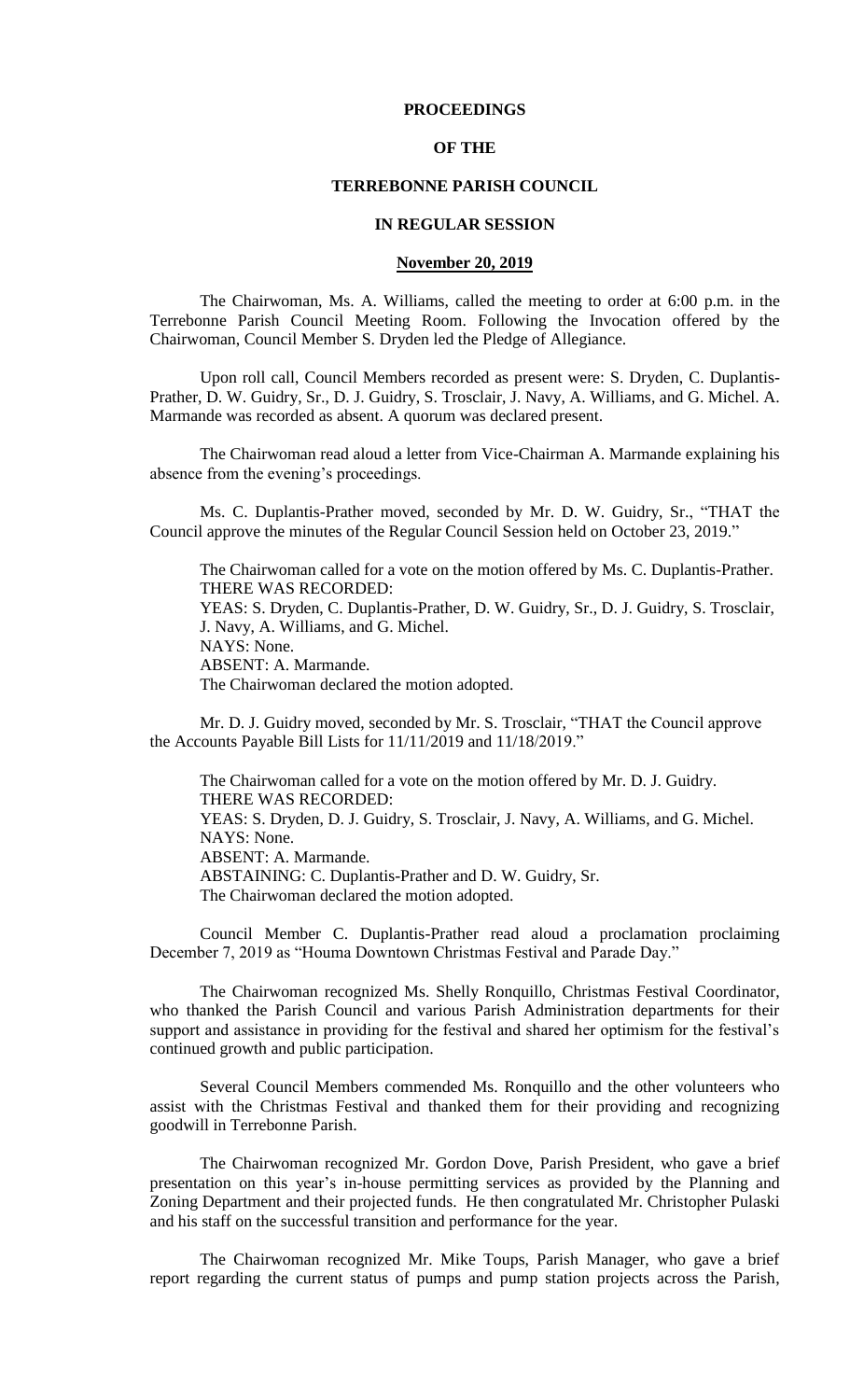# PROCEEDINGS

# OF THE

# TERREBONNE PARISH COUNCIL

# IN REGULAR SESSION

## November 20, 2019

The Chairwoman, Ms. A. Williams, called the meeting to order at 6:00 p.m. in the Terrebonne Parish Council Meeting Room. Following the Invocation offered by the Chairwoman, Council Member S. Dryden led the Pledge of Allegiance.

Upon roll call, Council Members recorded as present were: S. Dryden, C. Duplantis-Prather, D. W. Guidry, Sr., D. J. Guidry, S. Trosclair, J. Navy, A. Williams, and G. Michel. A. Marmande was recorded as absent. A quorum was declared present.

The Chairwoman read aloud a letter from Vice-Chairman A. Marmande explaining his absence from the evening's proceedings.

Ms. C. Duplantis-Prather moved, seconded by Mr. D. W. Guidry, Sr., "THAT the Council approve the minutes of the Regular Council Session held on October 23, 2019."

> The Chairwoman called for a vote on the motion offered by Ms. C. Duplantis-Prather.
> THERE WAS RECORDED:
> YEAS: S. Dryden, C. Duplantis-Prather, D. W. Guidry, Sr., D. J. Guidry, S. Trosclair, J. Navy, A. Williams, and G. Michel.
> NAYS: None.
> ABSENT: A. Marmande.
> The Chairwoman declared the motion adopted.

Mr. D. J. Guidry moved, seconded by Mr. S. Trosclair, "THAT the Council approve the Accounts Payable Bill Lists for 11/11/2019 and 11/18/2019."

> The Chairwoman called for a vote on the motion offered by Mr. D. J. Guidry.
> THERE WAS RECORDED:
> YEAS: S. Dryden, D. J. Guidry, S. Trosclair, J. Navy, A. Williams, and G. Michel.
> NAYS: None.
> ABSENT: A. Marmande.
> ABSTAINING: C. Duplantis-Prather and D. W. Guidry, Sr.
> The Chairwoman declared the motion adopted.

Council Member C. Duplantis-Prather read aloud a proclamation proclaiming December 7, 2019 as "Houma Downtown Christmas Festival and Parade Day."

The Chairwoman recognized Ms. Shelly Ronquillo, Christmas Festival Coordinator, who thanked the Parish Council and various Parish Administration departments for their support and assistance in providing for the festival and shared her optimism for the festival's continued growth and public participation.

Several Council Members commended Ms. Ronquillo and the other volunteers who assist with the Christmas Festival and thanked them for their providing and recognizing goodwill in Terrebonne Parish.

The Chairwoman recognized Mr. Gordon Dove, Parish President, who gave a brief presentation on this year's in-house permitting services as provided by the Planning and Zoning Department and their projected funds. He then congratulated Mr. Christopher Pulaski and his staff on the successful transition and performance for the year.

The Chairwoman recognized Mr. Mike Toups, Parish Manager, who gave a brief report regarding the current status of pumps and pump station projects across the Parish,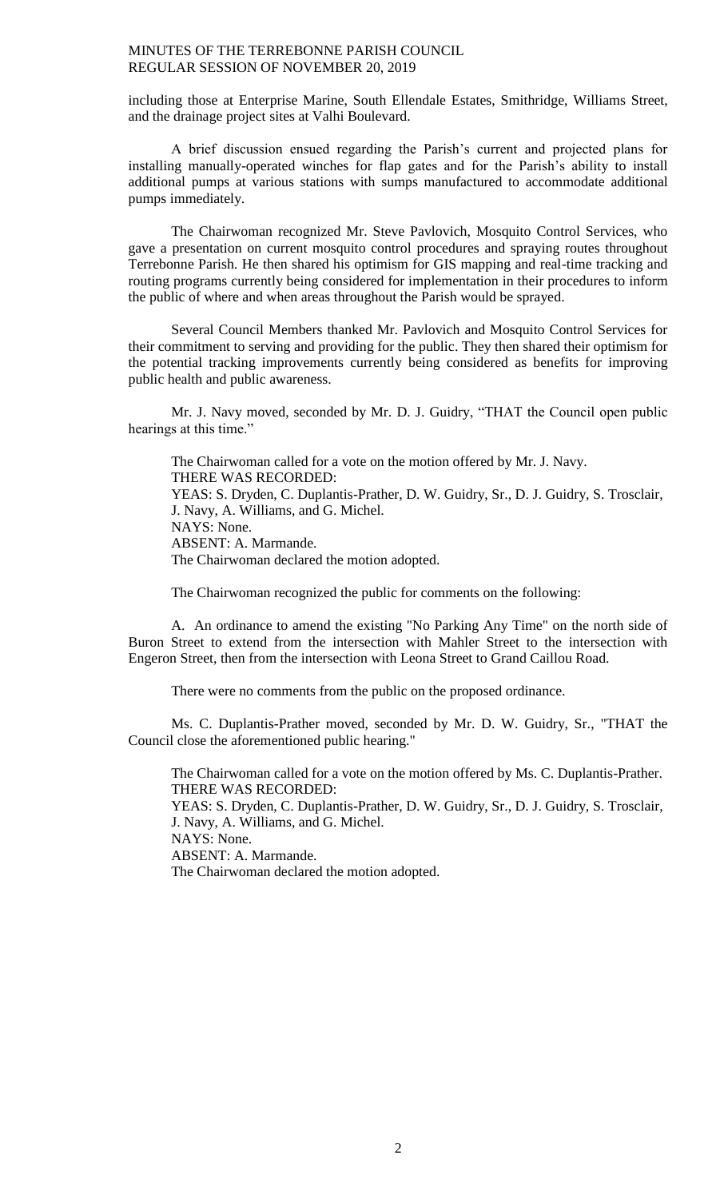including those at Enterprise Marine, South Ellendale Estates, Smithridge, Williams Street, and the drainage project sites at Valhi Boulevard.

A brief discussion ensued regarding the Parish's current and projected plans for installing manually-operated winches for flap gates and for the Parish's ability to install additional pumps at various stations with sumps manufactured to accommodate additional pumps immediately.

The Chairwoman recognized Mr. Steve Pavlovich, Mosquito Control Services, who gave a presentation on current mosquito control procedures and spraying routes throughout Terrebonne Parish. He then shared his optimism for GIS mapping and real-time tracking and routing programs currently being considered for implementation in their procedures to inform the public of where and when areas throughout the Parish would be sprayed.

Several Council Members thanked Mr. Pavlovich and Mosquito Control Services for their commitment to serving and providing for the public. They then shared their optimism for the potential tracking improvements currently being considered as benefits for improving public health and public awareness.

Mr. J. Navy moved, seconded by Mr. D. J. Guidry, "THAT the Council open public hearings at this time."

The Chairwoman called for a vote on the motion offered by Mr. J. Navy.
THERE WAS RECORDED:
YEAS: S. Dryden, C. Duplantis-Prather, D. W. Guidry, Sr., D. J. Guidry, S. Trosclair, J. Navy, A. Williams, and G. Michel.
NAYS: None.
ABSENT: A. Marmande.
The Chairwoman declared the motion adopted.

The Chairwoman recognized the public for comments on the following:

A. An ordinance to amend the existing "No Parking Any Time" on the north side of Buron Street to extend from the intersection with Mahler Street to the intersection with Engeron Street, then from the intersection with Leona Street to Grand Caillou Road.

There were no comments from the public on the proposed ordinance.

Ms. C. Duplantis-Prather moved, seconded by Mr. D. W. Guidry, Sr., "THAT the Council close the aforementioned public hearing."

The Chairwoman called for a vote on the motion offered by Ms. C. Duplantis-Prather.
THERE WAS RECORDED:
YEAS: S. Dryden, C. Duplantis-Prather, D. W. Guidry, Sr., D. J. Guidry, S. Trosclair, J. Navy, A. Williams, and G. Michel.
NAYS: None.
ABSENT: A. Marmande.
The Chairwoman declared the motion adopted.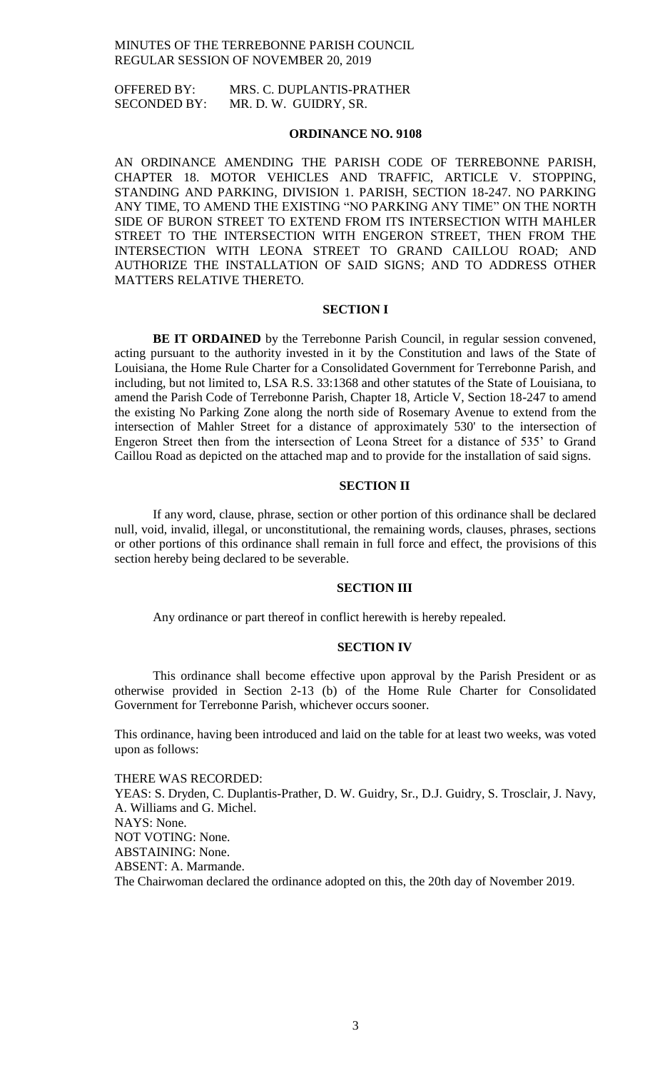MINUTES OF THE TERREBONNE PARISH COUNCIL
REGULAR SESSION OF NOVEMBER 20, 2019

OFFERED BY: MRS. C. DUPLANTIS-PRATHER
SECONDED BY: MR. D. W. GUIDRY, SR.

**ORDINANCE NO. 9108**

AN ORDINANCE AMENDING THE PARISH CODE OF TERREBONNE PARISH, CHAPTER 18. MOTOR VEHICLES AND TRAFFIC, ARTICLE V. STOPPING, STANDING AND PARKING, DIVISION 1. PARISH, SECTION 18-247. NO PARKING ANY TIME, TO AMEND THE EXISTING "NO PARKING ANY TIME" ON THE NORTH SIDE OF BURON STREET TO EXTEND FROM ITS INTERSECTION WITH MAHLER STREET TO THE INTERSECTION WITH ENGERON STREET, THEN FROM THE INTERSECTION WITH LEONA STREET TO GRAND CAILLOU ROAD; AND AUTHORIZE THE INSTALLATION OF SAID SIGNS; AND TO ADDRESS OTHER MATTERS RELATIVE THERETO.

**SECTION I**

**BE IT ORDAINED** by the Terrebonne Parish Council, in regular session convened, acting pursuant to the authority invested in it by the Constitution and laws of the State of Louisiana, the Home Rule Charter for a Consolidated Government for Terrebonne Parish, and including, but not limited to, LSA R.S. 33:1368 and other statutes of the State of Louisiana, to amend the Parish Code of Terrebonne Parish, Chapter 18, Article V, Section 18-247 to amend the existing No Parking Zone along the north side of Rosemary Avenue to extend from the intersection of Mahler Street for a distance of approximately 530' to the intersection of Engeron Street then from the intersection of Leona Street for a distance of 535' to Grand Caillou Road as depicted on the attached map and to provide for the installation of said signs.

**SECTION II**

If any word, clause, phrase, section or other portion of this ordinance shall be declared null, void, invalid, illegal, or unconstitutional, the remaining words, clauses, phrases, sections or other portions of this ordinance shall remain in full force and effect, the provisions of this section hereby being declared to be severable.

**SECTION III**

Any ordinance or part thereof in conflict herewith is hereby repealed.

**SECTION IV**

This ordinance shall become effective upon approval by the Parish President or as otherwise provided in Section 2-13 (b) of the Home Rule Charter for Consolidated Government for Terrebonne Parish, whichever occurs sooner.

This ordinance, having been introduced and laid on the table for at least two weeks, was voted upon as follows:

THERE WAS RECORDED:
YEAS: S. Dryden, C. Duplantis-Prather, D. W. Guidry, Sr., D.J. Guidry, S. Trosclair, J. Navy, A. Williams and G. Michel.
NAYS: None.
NOT VOTING: None.
ABSTAINING: None.
ABSENT: A. Marmande.
The Chairwoman declared the ordinance adopted on this, the 20th day of November 2019.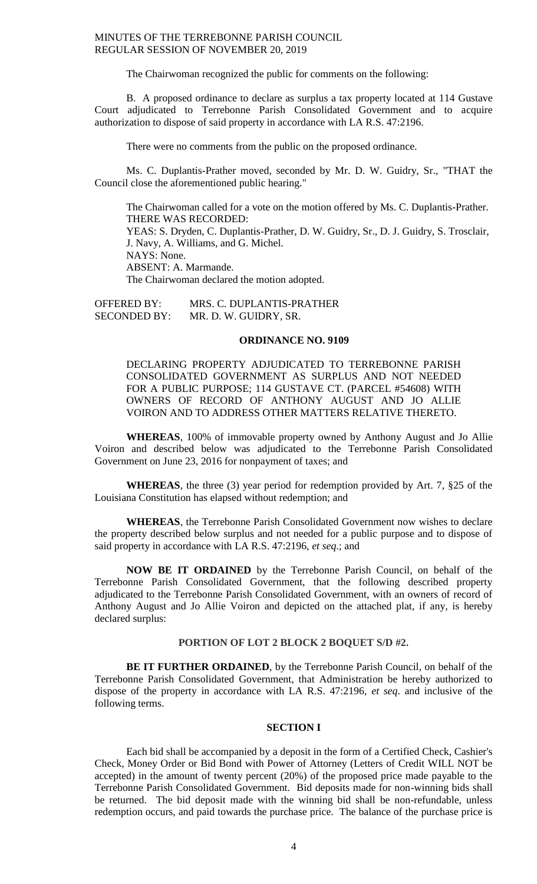The Chairwoman recognized the public for comments on the following:

B. A proposed ordinance to declare as surplus a tax property located at 114 Gustave Court adjudicated to Terrebonne Parish Consolidated Government and to acquire authorization to dispose of said property in accordance with LA R.S. 47:2196.

There were no comments from the public on the proposed ordinance.

Ms. C. Duplantis-Prather moved, seconded by Mr. D. W. Guidry, Sr., "THAT the Council close the aforementioned public hearing."

The Chairwoman called for a vote on the motion offered by Ms. C. Duplantis-Prather.
THERE WAS RECORDED:
YEAS: S. Dryden, C. Duplantis-Prather, D. W. Guidry, Sr., D. J. Guidry, S. Trosclair, J. Navy, A. Williams, and G. Michel.
NAYS: None.
ABSENT: A. Marmande.
The Chairwoman declared the motion adopted.

OFFERED BY: MRS. C. DUPLANTIS-PRATHER
SECONDED BY: MR. D. W. GUIDRY, SR.

**ORDINANCE NO. 9109**

DECLARING PROPERTY ADJUDICATED TO TERREBONNE PARISH CONSOLIDATED GOVERNMENT AS SURPLUS AND NOT NEEDED FOR A PUBLIC PURPOSE; 114 GUSTAVE CT. (PARCEL #54608) WITH OWNERS OF RECORD OF ANTHONY AUGUST AND JO ALLIE VOIRON AND TO ADDRESS OTHER MATTERS RELATIVE THERETO.

**WHEREAS**, 100% of immovable property owned by Anthony August and Jo Allie Voiron and described below was adjudicated to the Terrebonne Parish Consolidated Government on June 23, 2016 for nonpayment of taxes; and

**WHEREAS**, the three (3) year period for redemption provided by Art. 7, §25 of the Louisiana Constitution has elapsed without redemption; and

**WHEREAS**, the Terrebonne Parish Consolidated Government now wishes to declare the property described below surplus and not needed for a public purpose and to dispose of said property in accordance with LA R.S. 47:2196, *et seq*.; and

**NOW BE IT ORDAINED** by the Terrebonne Parish Council, on behalf of the Terrebonne Parish Consolidated Government, that the following described property adjudicated to the Terrebonne Parish Consolidated Government, with an owners of record of Anthony August and Jo Allie Voiron and depicted on the attached plat, if any, is hereby declared surplus:

**PORTION OF LOT 2 BLOCK 2 BOQUET S/D #2.**

**BE IT FURTHER ORDAINED**, by the Terrebonne Parish Council, on behalf of the Terrebonne Parish Consolidated Government, that Administration be hereby authorized to dispose of the property in accordance with LA R.S. 47:2196, *et seq*. and inclusive of the following terms.

**SECTION I**

Each bid shall be accompanied by a deposit in the form of a Certified Check, Cashier's Check, Money Order or Bid Bond with Power of Attorney (Letters of Credit WILL NOT be accepted) in the amount of twenty percent (20%) of the proposed price made payable to the Terrebonne Parish Consolidated Government. Bid deposits made for non-winning bids shall be returned. The bid deposit made with the winning bid shall be non-refundable, unless redemption occurs, and paid towards the purchase price. The balance of the purchase price is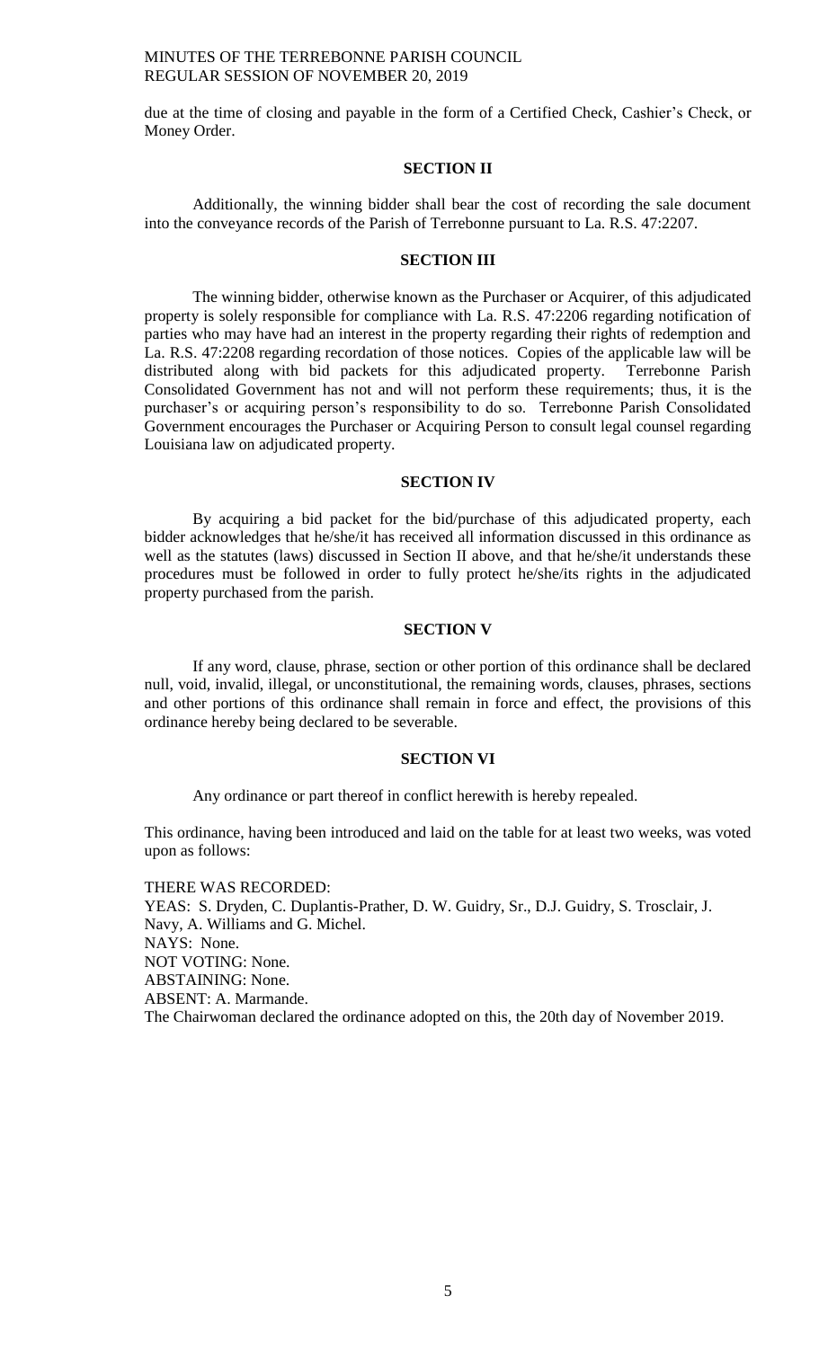due at the time of closing and payable in the form of a Certified Check, Cashier's Check, or Money Order.

**SECTION II**

Additionally, the winning bidder shall bear the cost of recording the sale document into the conveyance records of the Parish of Terrebonne pursuant to La. R.S. 47:2207.

**SECTION III**

The winning bidder, otherwise known as the Purchaser or Acquirer, of this adjudicated property is solely responsible for compliance with La. R.S. 47:2206 regarding notification of parties who may have had an interest in the property regarding their rights of redemption and La. R.S. 47:2208 regarding recordation of those notices. Copies of the applicable law will be distributed along with bid packets for this adjudicated property. Terrebonne Parish Consolidated Government has not and will not perform these requirements; thus, it is the purchaser's or acquiring person's responsibility to do so. Terrebonne Parish Consolidated Government encourages the Purchaser or Acquiring Person to consult legal counsel regarding Louisiana law on adjudicated property.

**SECTION IV**

By acquiring a bid packet for the bid/purchase of this adjudicated property, each bidder acknowledges that he/she/it has received all information discussed in this ordinance as well as the statutes (laws) discussed in Section II above, and that he/she/it understands these procedures must be followed in order to fully protect he/she/its rights in the adjudicated property purchased from the parish.

**SECTION V**

If any word, clause, phrase, section or other portion of this ordinance shall be declared null, void, invalid, illegal, or unconstitutional, the remaining words, clauses, phrases, sections and other portions of this ordinance shall remain in force and effect, the provisions of this ordinance hereby being declared to be severable.

**SECTION VI**

Any ordinance or part thereof in conflict herewith is hereby repealed.

This ordinance, having been introduced and laid on the table for at least two weeks, was voted upon as follows:

THERE WAS RECORDED:
YEAS: S. Dryden, C. Duplantis-Prather, D. W. Guidry, Sr., D.J. Guidry, S. Trosclair, J. Navy, A. Williams and G. Michel.
NAYS: None.
NOT VOTING: None.
ABSTAINING: None.
ABSENT: A. Marmande.
The Chairwoman declared the ordinance adopted on this, the 20th day of November 2019.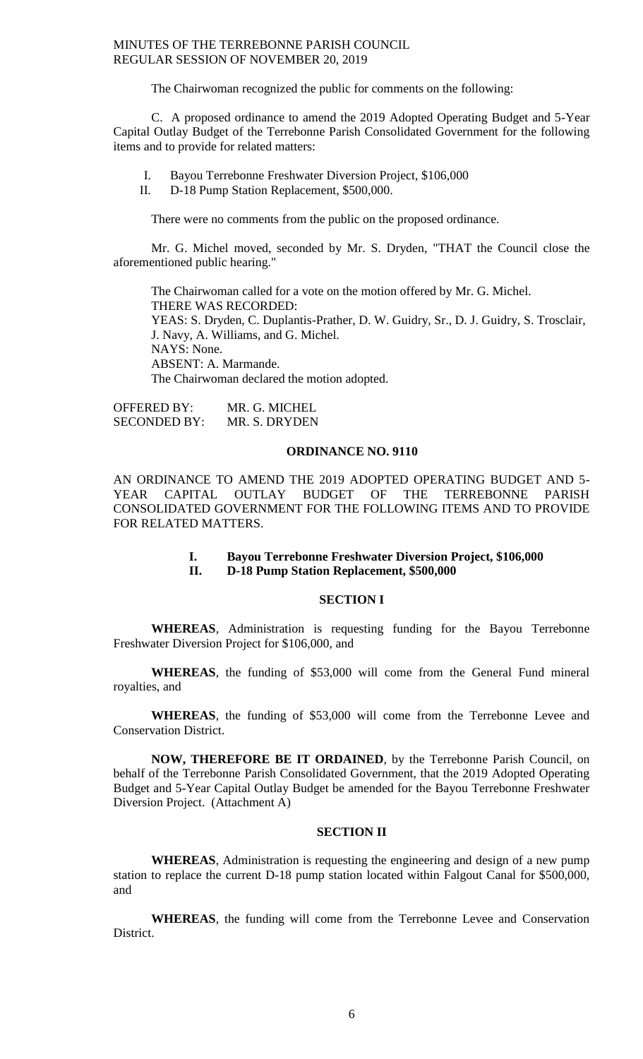The Chairwoman recognized the public for comments on the following:

C. A proposed ordinance to amend the 2019 Adopted Operating Budget and 5-Year Capital Outlay Budget of the Terrebonne Parish Consolidated Government for the following items and to provide for related matters:

I. Bayou Terrebonne Freshwater Diversion Project, $106,000
II. D-18 Pump Station Replacement, $500,000.

There were no comments from the public on the proposed ordinance.

Mr. G. Michel moved, seconded by Mr. S. Dryden, "THAT the Council close the aforementioned public hearing."

The Chairwoman called for a vote on the motion offered by Mr. G. Michel.
THERE WAS RECORDED:
YEAS: S. Dryden, C. Duplantis-Prather, D. W. Guidry, Sr., D. J. Guidry, S. Trosclair, J. Navy, A. Williams, and G. Michel.
NAYS: None.
ABSENT: A. Marmande.
The Chairwoman declared the motion adopted.

OFFERED BY: MR. G. MICHEL
SECONDED BY: MR. S. DRYDEN

**ORDINANCE NO. 9110**

AN ORDINANCE TO AMEND THE 2019 ADOPTED OPERATING BUDGET AND 5-YEAR CAPITAL OUTLAY BUDGET OF THE TERREBONNE PARISH CONSOLIDATED GOVERNMENT FOR THE FOLLOWING ITEMS AND TO PROVIDE FOR RELATED MATTERS.

**I. Bayou Terrebonne Freshwater Diversion Project, $106,000**
**II. D-18 Pump Station Replacement, $500,000**

**SECTION I**

**WHEREAS**, Administration is requesting funding for the Bayou Terrebonne Freshwater Diversion Project for $106,000, and

**WHEREAS**, the funding of $53,000 will come from the General Fund mineral royalties, and

**WHEREAS**, the funding of $53,000 will come from the Terrebonne Levee and Conservation District.

**NOW, THEREFORE BE IT ORDAINED**, by the Terrebonne Parish Council, on behalf of the Terrebonne Parish Consolidated Government, that the 2019 Adopted Operating Budget and 5-Year Capital Outlay Budget be amended for the Bayou Terrebonne Freshwater Diversion Project. (Attachment A)

**SECTION II**

**WHEREAS**, Administration is requesting the engineering and design of a new pump station to replace the current D-18 pump station located within Falgout Canal for $500,000, and

**WHEREAS**, the funding will come from the Terrebonne Levee and Conservation District.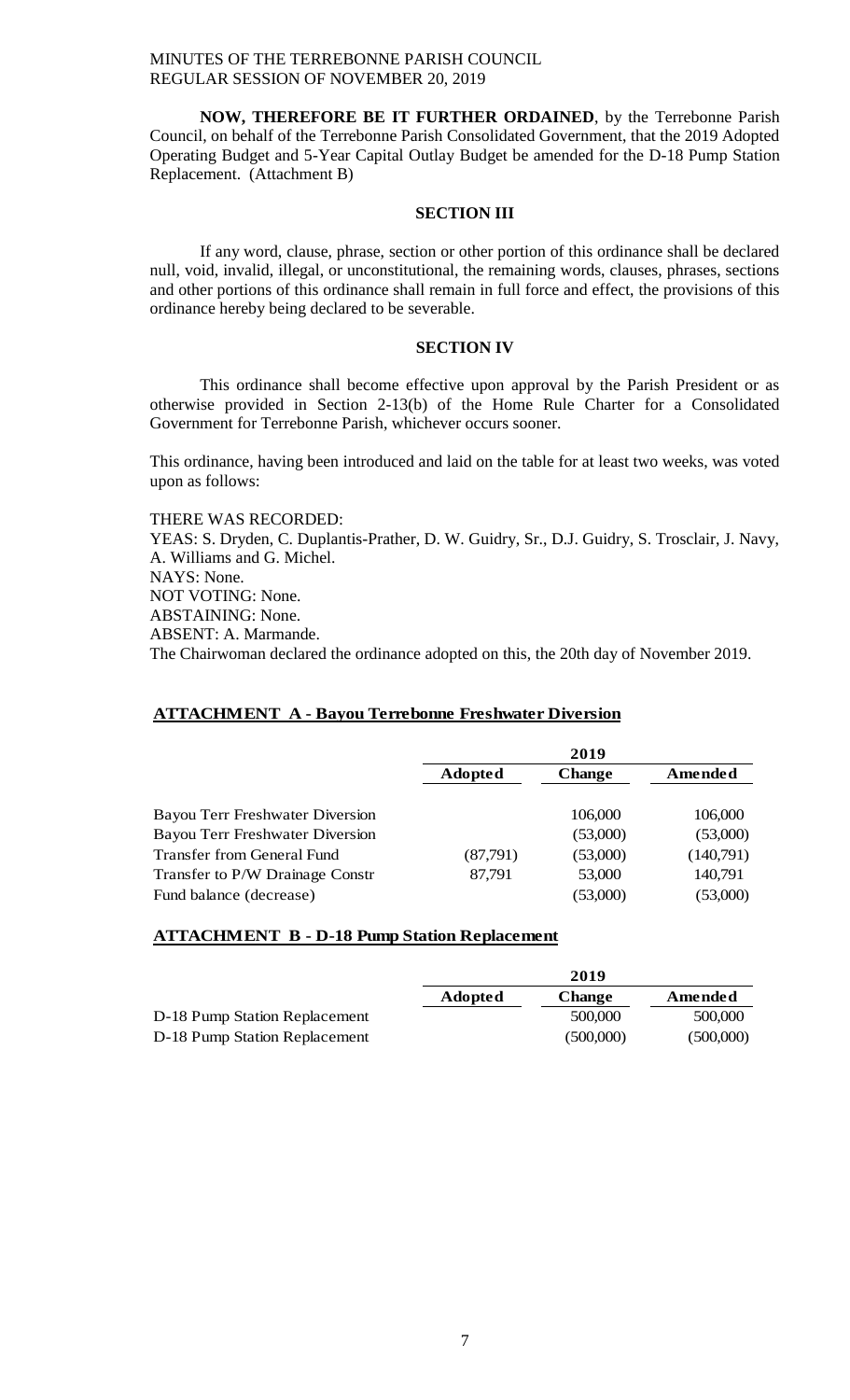**NOW, THEREFORE BE IT FURTHER ORDAINED**, by the Terrebonne Parish Council, on behalf of the Terrebonne Parish Consolidated Government, that the 2019 Adopted Operating Budget and 5-Year Capital Outlay Budget be amended for the D-18 Pump Station Replacement. (Attachment B)

## SECTION III

If any word, clause, phrase, section or other portion of this ordinance shall be declared null, void, invalid, illegal, or unconstitutional, the remaining words, clauses, phrases, sections and other portions of this ordinance shall remain in full force and effect, the provisions of this ordinance hereby being declared to be severable.

## SECTION IV

This ordinance shall become effective upon approval by the Parish President or as otherwise provided in Section 2-13(b) of the Home Rule Charter for a Consolidated Government for Terrebonne Parish, whichever occurs sooner.

This ordinance, having been introduced and laid on the table for at least two weeks, was voted upon as follows:

THERE WAS RECORDED:
YEAS: S. Dryden, C. Duplantis-Prather, D. W. Guidry, Sr., D.J. Guidry, S. Trosclair, J. Navy, A. Williams and G. Michel.
NAYS: None.
NOT VOTING: None.
ABSTAINING: None.
ABSENT: A. Marmande.
The Chairwoman declared the ordinance adopted on this, the 20th day of November 2019.

**ATTACHMENT A - Bayou Terrebonne Freshwater Diversion**

| | 2019 | | |
|---|---|---|---|
| | **Adopted** | **Change** | **Amended** |
| Bayou Terr Freshwater Diversion | | 106,000 | 106,000 |
| Bayou Terr Freshwater Diversion | | (53,000) | (53,000) |
| Transfer from General Fund | (87,791) | (53,000) | (140,791) |
| Transfer to P/W Drainage Constr | 87,791 | 53,000 | 140,791 |
| Fund balance (decrease) | | (53,000) | (53,000) |

**ATTACHMENT B - D-18 Pump Station Replacement**

| | 2019 | | |
|---|---|---|---|
| | **Adopted** | **Change** | **Amended** |
| D-18 Pump Station Replacement | | 500,000 | 500,000 |
| D-18 Pump Station Replacement | | (500,000) | (500,000) |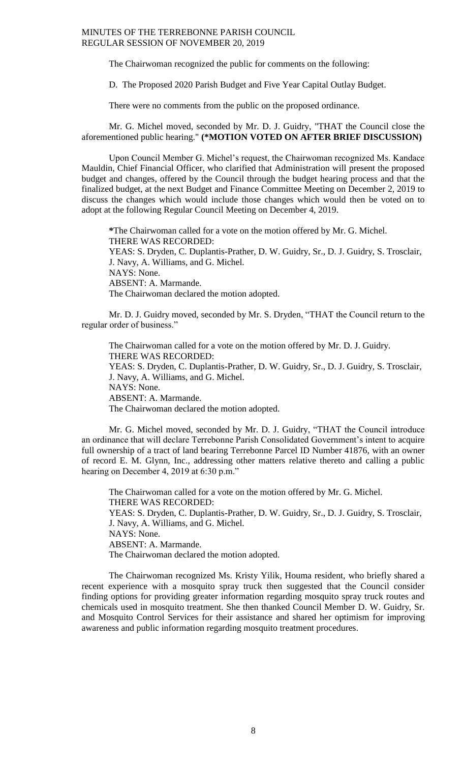The Chairwoman recognized the public for comments on the following:

D. The Proposed 2020 Parish Budget and Five Year Capital Outlay Budget.

There were no comments from the public on the proposed ordinance.

Mr. G. Michel moved, seconded by Mr. D. J. Guidry, "THAT the Council close the aforementioned public hearing." **(*MOTION VOTED ON AFTER BRIEF DISCUSSION)**

Upon Council Member G. Michel's request, the Chairwoman recognized Ms. Kandace Mauldin, Chief Financial Officer, who clarified that Administration will present the proposed budget and changes, offered by the Council through the budget hearing process and that the finalized budget, at the next Budget and Finance Committee Meeting on December 2, 2019 to discuss the changes which would include those changes which would then be voted on to adopt at the following Regular Council Meeting on December 4, 2019.

**\***The Chairwoman called for a vote on the motion offered by Mr. G. Michel.
THERE WAS RECORDED:
YEAS: S. Dryden, C. Duplantis-Prather, D. W. Guidry, Sr., D. J. Guidry, S. Trosclair, J. Navy, A. Williams, and G. Michel.
NAYS: None.
ABSENT: A. Marmande.
The Chairwoman declared the motion adopted.

Mr. D. J. Guidry moved, seconded by Mr. S. Dryden, "THAT the Council return to the regular order of business."

The Chairwoman called for a vote on the motion offered by Mr. D. J. Guidry.
THERE WAS RECORDED:
YEAS: S. Dryden, C. Duplantis-Prather, D. W. Guidry, Sr., D. J. Guidry, S. Trosclair, J. Navy, A. Williams, and G. Michel.
NAYS: None.
ABSENT: A. Marmande.
The Chairwoman declared the motion adopted.

Mr. G. Michel moved, seconded by Mr. D. J. Guidry, "THAT the Council introduce an ordinance that will declare Terrebonne Parish Consolidated Government's intent to acquire full ownership of a tract of land bearing Terrebonne Parcel ID Number 41876, with an owner of record E. M. Glynn, Inc., addressing other matters relative thereto and calling a public hearing on December 4, 2019 at 6:30 p.m."

The Chairwoman called for a vote on the motion offered by Mr. G. Michel.
THERE WAS RECORDED:
YEAS: S. Dryden, C. Duplantis-Prather, D. W. Guidry, Sr., D. J. Guidry, S. Trosclair, J. Navy, A. Williams, and G. Michel.
NAYS: None.
ABSENT: A. Marmande.
The Chairwoman declared the motion adopted.

The Chairwoman recognized Ms. Kristy Yilik, Houma resident, who briefly shared a recent experience with a mosquito spray truck then suggested that the Council consider finding options for providing greater information regarding mosquito spray truck routes and chemicals used in mosquito treatment. She then thanked Council Member D. W. Guidry, Sr. and Mosquito Control Services for their assistance and shared her optimism for improving awareness and public information regarding mosquito treatment procedures.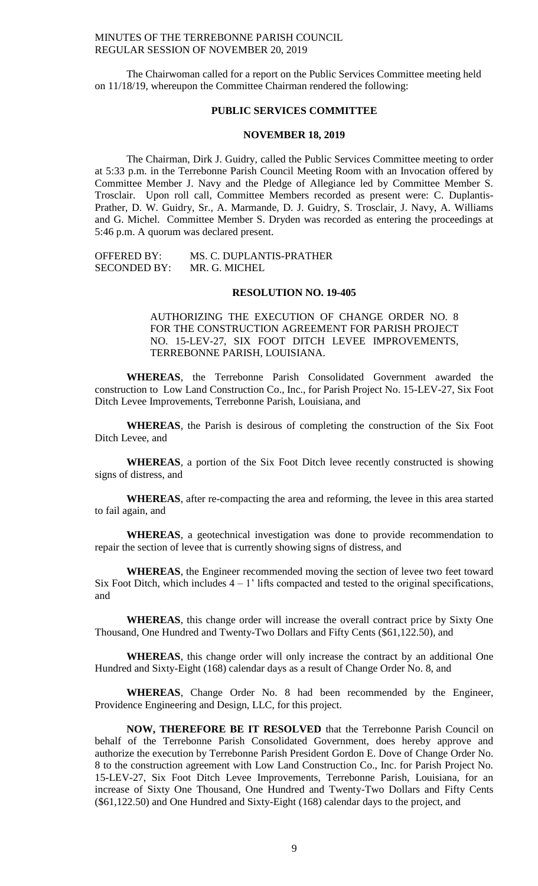The Chairwoman called for a report on the Public Services Committee meeting held on 11/18/19, whereupon the Committee Chairman rendered the following:

## PUBLIC SERVICES COMMITTEE

## NOVEMBER 18, 2019

The Chairman, Dirk J. Guidry, called the Public Services Committee meeting to order at 5:33 p.m. in the Terrebonne Parish Council Meeting Room with an Invocation offered by Committee Member J. Navy and the Pledge of Allegiance led by Committee Member S. Trosclair. Upon roll call, Committee Members recorded as present were: C. Duplantis-Prather, D. W. Guidry, Sr., A. Marmande, D. J. Guidry, S. Trosclair, J. Navy, A. Williams and G. Michel. Committee Member S. Dryden was recorded as entering the proceedings at 5:46 p.m. A quorum was declared present.

OFFERED BY: MS. C. DUPLANTIS-PRATHER
SECONDED BY: MR. G. MICHEL

## RESOLUTION NO. 19-405

AUTHORIZING THE EXECUTION OF CHANGE ORDER NO. 8 FOR THE CONSTRUCTION AGREEMENT FOR PARISH PROJECT NO. 15-LEV-27, SIX FOOT DITCH LEVEE IMPROVEMENTS, TERREBONNE PARISH, LOUISIANA.

**WHEREAS**, the Terrebonne Parish Consolidated Government awarded the construction to Low Land Construction Co., Inc., for Parish Project No. 15-LEV-27, Six Foot Ditch Levee Improvements, Terrebonne Parish, Louisiana, and

**WHEREAS**, the Parish is desirous of completing the construction of the Six Foot Ditch Levee, and

**WHEREAS**, a portion of the Six Foot Ditch levee recently constructed is showing signs of distress, and

**WHEREAS**, after re-compacting the area and reforming, the levee in this area started to fail again, and

**WHEREAS**, a geotechnical investigation was done to provide recommendation to repair the section of levee that is currently showing signs of distress, and

**WHEREAS**, the Engineer recommended moving the section of levee two feet toward Six Foot Ditch, which includes 4 – 1' lifts compacted and tested to the original specifications, and

**WHEREAS**, this change order will increase the overall contract price by Sixty One Thousand, One Hundred and Twenty-Two Dollars and Fifty Cents ($61,122.50), and

**WHEREAS**, this change order will only increase the contract by an additional One Hundred and Sixty-Eight (168) calendar days as a result of Change Order No. 8, and

**WHEREAS**, Change Order No. 8 had been recommended by the Engineer, Providence Engineering and Design, LLC, for this project.

**NOW, THEREFORE BE IT RESOLVED** that the Terrebonne Parish Council on behalf of the Terrebonne Parish Consolidated Government, does hereby approve and authorize the execution by Terrebonne Parish President Gordon E. Dove of Change Order No. 8 to the construction agreement with Low Land Construction Co., Inc. for Parish Project No. 15-LEV-27, Six Foot Ditch Levee Improvements, Terrebonne Parish, Louisiana, for an increase of Sixty One Thousand, One Hundred and Twenty-Two Dollars and Fifty Cents ($61,122.50) and One Hundred and Sixty-Eight (168) calendar days to the project, and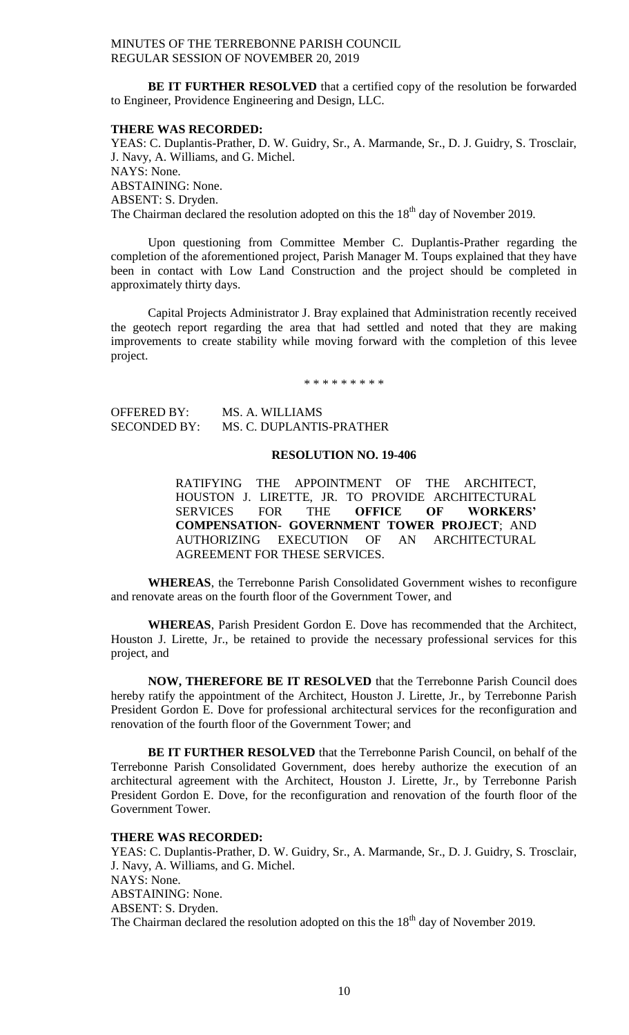**BE IT FURTHER RESOLVED** that a certified copy of the resolution be forwarded to Engineer, Providence Engineering and Design, LLC.

**THERE WAS RECORDED:**
YEAS: C. Duplantis-Prather, D. W. Guidry, Sr., A. Marmande, Sr., D. J. Guidry, S. Trosclair, J. Navy, A. Williams, and G. Michel.
NAYS: None.
ABSTAINING: None.
ABSENT: S. Dryden.
The Chairman declared the resolution adopted on this the 18th day of November 2019.

Upon questioning from Committee Member C. Duplantis-Prather regarding the completion of the aforementioned project, Parish Manager M. Toups explained that they have been in contact with Low Land Construction and the project should be completed in approximately thirty days.

Capital Projects Administrator J. Bray explained that Administration recently received the geotech report regarding the area that had settled and noted that they are making improvements to create stability while moving forward with the completion of this levee project.

\* \* \* \* \* \* \* \* \*

OFFERED BY: MS. A. WILLIAMS
SECONDED BY: MS. C. DUPLANTIS-PRATHER

**RESOLUTION NO. 19-406**

RATIFYING THE APPOINTMENT OF THE ARCHITECT, HOUSTON J. LIRETTE, JR. TO PROVIDE ARCHITECTURAL SERVICES FOR THE **OFFICE OF WORKERS' COMPENSATION- GOVERNMENT TOWER PROJECT**; AND AUTHORIZING EXECUTION OF AN ARCHITECTURAL AGREEMENT FOR THESE SERVICES.

**WHEREAS**, the Terrebonne Parish Consolidated Government wishes to reconfigure and renovate areas on the fourth floor of the Government Tower, and

**WHEREAS**, Parish President Gordon E. Dove has recommended that the Architect, Houston J. Lirette, Jr., be retained to provide the necessary professional services for this project, and

**NOW, THEREFORE BE IT RESOLVED** that the Terrebonne Parish Council does hereby ratify the appointment of the Architect, Houston J. Lirette, Jr., by Terrebonne Parish President Gordon E. Dove for professional architectural services for the reconfiguration and renovation of the fourth floor of the Government Tower; and

**BE IT FURTHER RESOLVED** that the Terrebonne Parish Council, on behalf of the Terrebonne Parish Consolidated Government, does hereby authorize the execution of an architectural agreement with the Architect, Houston J. Lirette, Jr., by Terrebonne Parish President Gordon E. Dove, for the reconfiguration and renovation of the fourth floor of the Government Tower.

**THERE WAS RECORDED:**
YEAS: C. Duplantis-Prather, D. W. Guidry, Sr., A. Marmande, Sr., D. J. Guidry, S. Trosclair, J. Navy, A. Williams, and G. Michel.
NAYS: None.
ABSTAINING: None.
ABSENT: S. Dryden.
The Chairman declared the resolution adopted on this the 18th day of November 2019.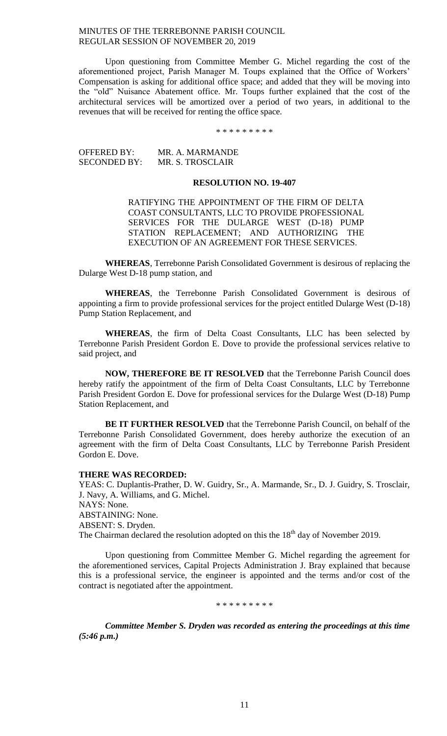Upon questioning from Committee Member G. Michel regarding the cost of the aforementioned project, Parish Manager M. Toups explained that the Office of Workers' Compensation is asking for additional office space; and added that they will be moving into the "old" Nuisance Abatement office. Mr. Toups further explained that the cost of the architectural services will be amortized over a period of two years, in additional to the revenues that will be received for renting the office space.

\* \* \* \* \* \* \* \* \*

OFFERED BY: MR. A. MARMANDE
SECONDED BY: MR. S. TROSCLAIR

**RESOLUTION NO. 19-407**

RATIFYING THE APPOINTMENT OF THE FIRM OF DELTA COAST CONSULTANTS, LLC TO PROVIDE PROFESSIONAL SERVICES FOR THE DULARGE WEST (D-18) PUMP STATION REPLACEMENT; AND AUTHORIZING THE EXECUTION OF AN AGREEMENT FOR THESE SERVICES.

**WHEREAS**, Terrebonne Parish Consolidated Government is desirous of replacing the Dularge West D-18 pump station, and

**WHEREAS**, the Terrebonne Parish Consolidated Government is desirous of appointing a firm to provide professional services for the project entitled Dularge West (D-18) Pump Station Replacement, and

**WHEREAS**, the firm of Delta Coast Consultants, LLC has been selected by Terrebonne Parish President Gordon E. Dove to provide the professional services relative to said project, and

**NOW, THEREFORE BE IT RESOLVED** that the Terrebonne Parish Council does hereby ratify the appointment of the firm of Delta Coast Consultants, LLC by Terrebonne Parish President Gordon E. Dove for professional services for the Dularge West (D-18) Pump Station Replacement, and

**BE IT FURTHER RESOLVED** that the Terrebonne Parish Council, on behalf of the Terrebonne Parish Consolidated Government, does hereby authorize the execution of an agreement with the firm of Delta Coast Consultants, LLC by Terrebonne Parish President Gordon E. Dove.

**THERE WAS RECORDED:**
YEAS: C. Duplantis-Prather, D. W. Guidry, Sr., A. Marmande, Sr., D. J. Guidry, S. Trosclair, J. Navy, A. Williams, and G. Michel.
NAYS: None.
ABSTAINING: None.
ABSENT: S. Dryden.
The Chairman declared the resolution adopted on this the 18th day of November 2019.

Upon questioning from Committee Member G. Michel regarding the agreement for the aforementioned services, Capital Projects Administration J. Bray explained that because this is a professional service, the engineer is appointed and the terms and/or cost of the contract is negotiated after the appointment.

\* \* \* \* \* \* \* \* \*

***Committee Member S. Dryden was recorded as entering the proceedings at this time (5:46 p.m.)***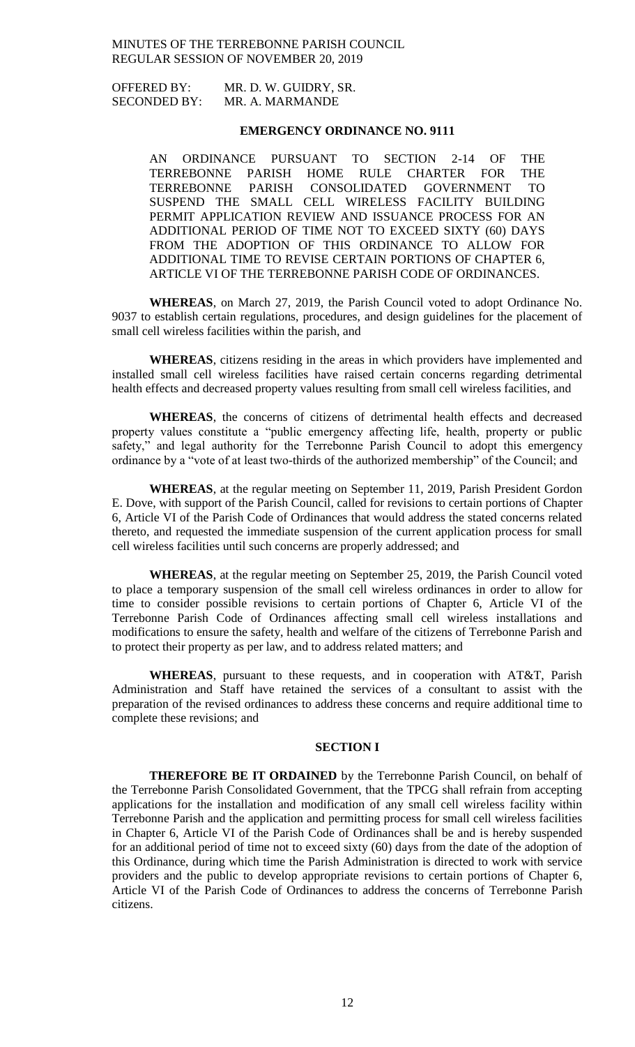OFFERED BY: MR. D. W. GUIDRY, SR.
SECONDED BY: MR. A. MARMANDE

## EMERGENCY ORDINANCE NO. 9111

AN ORDINANCE PURSUANT TO SECTION 2-14 OF THE TERREBONNE PARISH HOME RULE CHARTER FOR THE TERREBONNE PARISH CONSOLIDATED GOVERNMENT TO SUSPEND THE SMALL CELL WIRELESS FACILITY BUILDING PERMIT APPLICATION REVIEW AND ISSUANCE PROCESS FOR AN ADDITIONAL PERIOD OF TIME NOT TO EXCEED SIXTY (60) DAYS FROM THE ADOPTION OF THIS ORDINANCE TO ALLOW FOR ADDITIONAL TIME TO REVISE CERTAIN PORTIONS OF CHAPTER 6, ARTICLE VI OF THE TERREBONNE PARISH CODE OF ORDINANCES.

**WHEREAS**, on March 27, 2019, the Parish Council voted to adopt Ordinance No. 9037 to establish certain regulations, procedures, and design guidelines for the placement of small cell wireless facilities within the parish, and

**WHEREAS**, citizens residing in the areas in which providers have implemented and installed small cell wireless facilities have raised certain concerns regarding detrimental health effects and decreased property values resulting from small cell wireless facilities, and

**WHEREAS**, the concerns of citizens of detrimental health effects and decreased property values constitute a "public emergency affecting life, health, property or public safety," and legal authority for the Terrebonne Parish Council to adopt this emergency ordinance by a "vote of at least two-thirds of the authorized membership" of the Council; and

**WHEREAS**, at the regular meeting on September 11, 2019, Parish President Gordon E. Dove, with support of the Parish Council, called for revisions to certain portions of Chapter 6, Article VI of the Parish Code of Ordinances that would address the stated concerns related thereto, and requested the immediate suspension of the current application process for small cell wireless facilities until such concerns are properly addressed; and

**WHEREAS**, at the regular meeting on September 25, 2019, the Parish Council voted to place a temporary suspension of the small cell wireless ordinances in order to allow for time to consider possible revisions to certain portions of Chapter 6, Article VI of the Terrebonne Parish Code of Ordinances affecting small cell wireless installations and modifications to ensure the safety, health and welfare of the citizens of Terrebonne Parish and to protect their property as per law, and to address related matters; and

**WHEREAS**, pursuant to these requests, and in cooperation with AT&T, Parish Administration and Staff have retained the services of a consultant to assist with the preparation of the revised ordinances to address these concerns and require additional time to complete these revisions; and

### SECTION I

**THEREFORE BE IT ORDAINED** by the Terrebonne Parish Council, on behalf of the Terrebonne Parish Consolidated Government, that the TPCG shall refrain from accepting applications for the installation and modification of any small cell wireless facility within Terrebonne Parish and the application and permitting process for small cell wireless facilities in Chapter 6, Article VI of the Parish Code of Ordinances shall be and is hereby suspended for an additional period of time not to exceed sixty (60) days from the date of the adoption of this Ordinance, during which time the Parish Administration is directed to work with service providers and the public to develop appropriate revisions to certain portions of Chapter 6, Article VI of the Parish Code of Ordinances to address the concerns of Terrebonne Parish citizens.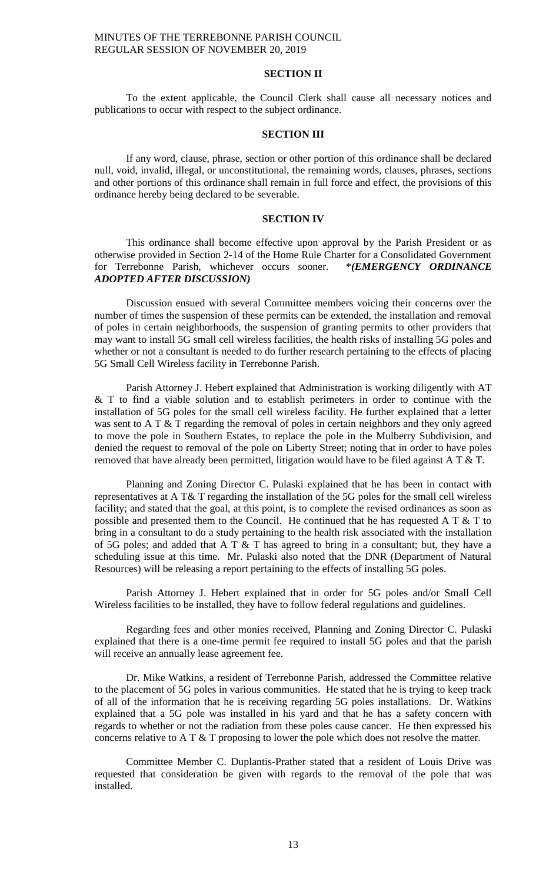## SECTION II

To the extent applicable, the Council Clerk shall cause all necessary notices and publications to occur with respect to the subject ordinance.

## SECTION III

If any word, clause, phrase, section or other portion of this ordinance shall be declared null, void, invalid, illegal, or unconstitutional, the remaining words, clauses, phrases, sections and other portions of this ordinance shall remain in full force and effect, the provisions of this ordinance hereby being declared to be severable.

## SECTION IV

This ordinance shall become effective upon approval by the Parish President or as otherwise provided in Section 2-14 of the Home Rule Charter for a Consolidated Government for Terrebonne Parish, whichever occurs sooner. ****(EMERGENCY ORDINANCE ADOPTED AFTER DISCUSSION)***

Discussion ensued with several Committee members voicing their concerns over the number of times the suspension of these permits can be extended, the installation and removal of poles in certain neighborhoods, the suspension of granting permits to other providers that may want to install 5G small cell wireless facilities, the health risks of installing 5G poles and whether or not a consultant is needed to do further research pertaining to the effects of placing 5G Small Cell Wireless facility in Terrebonne Parish.

Parish Attorney J. Hebert explained that Administration is working diligently with AT & T to find a viable solution and to establish perimeters in order to continue with the installation of 5G poles for the small cell wireless facility. He further explained that a letter was sent to A T & T regarding the removal of poles in certain neighbors and they only agreed to move the pole in Southern Estates, to replace the pole in the Mulberry Subdivision, and denied the request to removal of the pole on Liberty Street; noting that in order to have poles removed that have already been permitted, litigation would have to be filed against A T & T.

Planning and Zoning Director C. Pulaski explained that he has been in contact with representatives at A T& T regarding the installation of the 5G poles for the small cell wireless facility; and stated that the goal, at this point, is to complete the revised ordinances as soon as possible and presented them to the Council. He continued that he has requested A T & T to bring in a consultant to do a study pertaining to the health risk associated with the installation of 5G poles; and added that A T & T has agreed to bring in a consultant; but, they have a scheduling issue at this time. Mr. Pulaski also noted that the DNR (Department of Natural Resources) will be releasing a report pertaining to the effects of installing 5G poles.

Parish Attorney J. Hebert explained that in order for 5G poles and/or Small Cell Wireless facilities to be installed, they have to follow federal regulations and guidelines.

Regarding fees and other monies received, Planning and Zoning Director C. Pulaski explained that there is a one-time permit fee required to install 5G poles and that the parish will receive an annually lease agreement fee.

Dr. Mike Watkins, a resident of Terrebonne Parish, addressed the Committee relative to the placement of 5G poles in various communities. He stated that he is trying to keep track of all of the information that he is receiving regarding 5G poles installations. Dr. Watkins explained that a 5G pole was installed in his yard and that he has a safety concern with regards to whether or not the radiation from these poles cause cancer. He then expressed his concerns relative to A T & T proposing to lower the pole which does not resolve the matter.

Committee Member C. Duplantis-Prather stated that a resident of Louis Drive was requested that consideration be given with regards to the removal of the pole that was installed.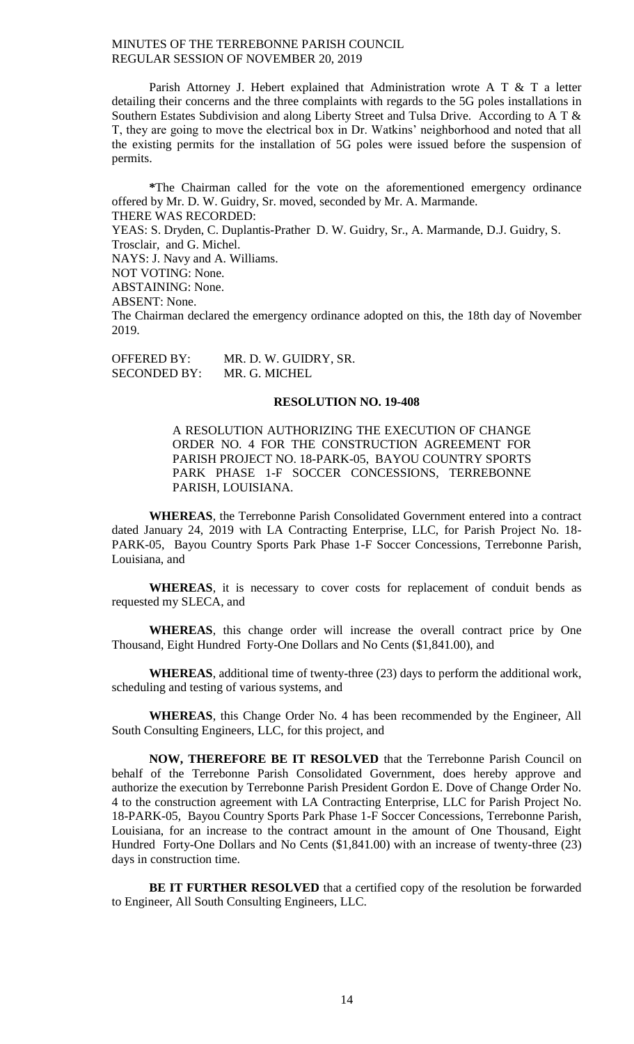Parish Attorney J. Hebert explained that Administration wrote A T & T a letter detailing their concerns and the three complaints with regards to the 5G poles installations in Southern Estates Subdivision and along Liberty Street and Tulsa Drive. According to A T & T, they are going to move the electrical box in Dr. Watkins' neighborhood and noted that all the existing permits for the installation of 5G poles were issued before the suspension of permits.

*The Chairman called for the vote on the aforementioned emergency ordinance offered by Mr. D. W. Guidry, Sr. moved, seconded by Mr. A. Marmande.

THERE WAS RECORDED:

YEAS: S. Dryden, C. Duplantis-Prather D. W. Guidry, Sr., A. Marmande, D.J. Guidry, S. Trosclair, and G. Michel.

NAYS: J. Navy and A. Williams.

NOT VOTING: None.

ABSTAINING: None.

ABSENT: None.

The Chairman declared the emergency ordinance adopted on this, the 18th day of November 2019.

OFFERED BY: MR. D. W. GUIDRY, SR.
SECONDED BY: MR. G. MICHEL

**RESOLUTION NO. 19-408**

A RESOLUTION AUTHORIZING THE EXECUTION OF CHANGE ORDER NO. 4 FOR THE CONSTRUCTION AGREEMENT FOR PARISH PROJECT NO. 18-PARK-05, BAYOU COUNTRY SPORTS PARK PHASE 1-F SOCCER CONCESSIONS, TERREBONNE PARISH, LOUISIANA.

**WHEREAS**, the Terrebonne Parish Consolidated Government entered into a contract dated January 24, 2019 with LA Contracting Enterprise, LLC, for Parish Project No. 18-PARK-05, Bayou Country Sports Park Phase 1-F Soccer Concessions, Terrebonne Parish, Louisiana, and

**WHEREAS**, it is necessary to cover costs for replacement of conduit bends as requested my SLECA, and

**WHEREAS**, this change order will increase the overall contract price by One Thousand, Eight Hundred Forty-One Dollars and No Cents ($1,841.00), and

**WHEREAS**, additional time of twenty-three (23) days to perform the additional work, scheduling and testing of various systems, and

**WHEREAS**, this Change Order No. 4 has been recommended by the Engineer, All South Consulting Engineers, LLC, for this project, and

**NOW, THEREFORE BE IT RESOLVED** that the Terrebonne Parish Council on behalf of the Terrebonne Parish Consolidated Government, does hereby approve and authorize the execution by Terrebonne Parish President Gordon E. Dove of Change Order No. 4 to the construction agreement with LA Contracting Enterprise, LLC for Parish Project No. 18-PARK-05, Bayou Country Sports Park Phase 1-F Soccer Concessions, Terrebonne Parish, Louisiana, for an increase to the contract amount in the amount of One Thousand, Eight Hundred Forty-One Dollars and No Cents ($1,841.00) with an increase of twenty-three (23) days in construction time.

**BE IT FURTHER RESOLVED** that a certified copy of the resolution be forwarded to Engineer, All South Consulting Engineers, LLC.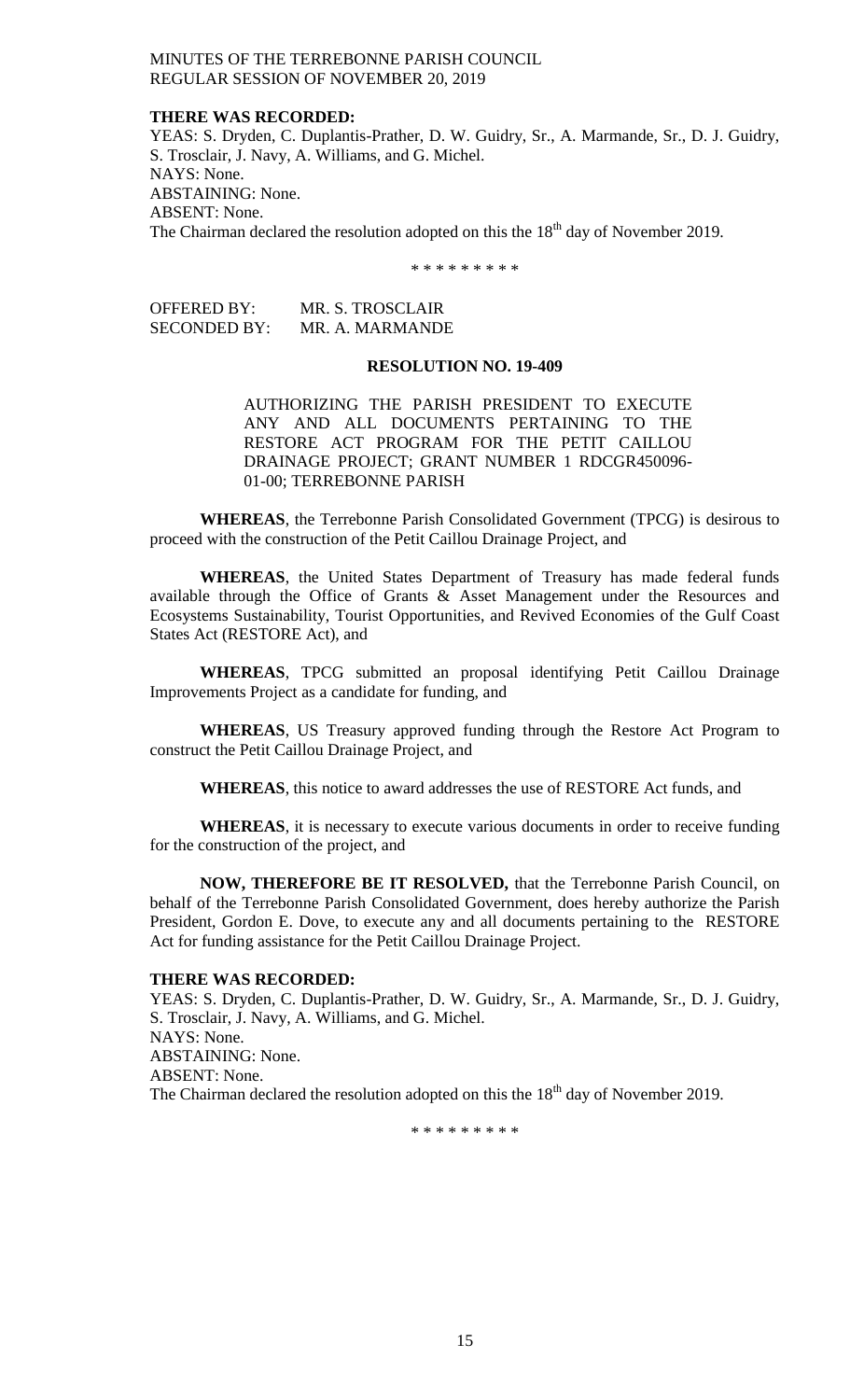**THERE WAS RECORDED:**

YEAS: S. Dryden, C. Duplantis-Prather, D. W. Guidry, Sr., A. Marmande, Sr., D. J. Guidry, S. Trosclair, J. Navy, A. Williams, and G. Michel.

NAYS: None.

ABSTAINING: None.

ABSENT: None.

The Chairman declared the resolution adopted on this the 18th day of November 2019.

\* \* \* \* \* \* \* \* \*

OFFERED BY: MR. S. TROSCLAIR

SECONDED BY: MR. A. MARMANDE

**RESOLUTION NO. 19-409**

AUTHORIZING THE PARISH PRESIDENT TO EXECUTE ANY AND ALL DOCUMENTS PERTAINING TO THE RESTORE ACT PROGRAM FOR THE PETIT CAILLOU DRAINAGE PROJECT; GRANT NUMBER 1 RDCGR450096-01-00; TERREBONNE PARISH

**WHEREAS**, the Terrebonne Parish Consolidated Government (TPCG) is desirous to proceed with the construction of the Petit Caillou Drainage Project, and

**WHEREAS**, the United States Department of Treasury has made federal funds available through the Office of Grants & Asset Management under the Resources and Ecosystems Sustainability, Tourist Opportunities, and Revived Economies of the Gulf Coast States Act (RESTORE Act), and

**WHEREAS**, TPCG submitted an proposal identifying Petit Caillou Drainage Improvements Project as a candidate for funding, and

**WHEREAS**, US Treasury approved funding through the Restore Act Program to construct the Petit Caillou Drainage Project, and

**WHEREAS**, this notice to award addresses the use of RESTORE Act funds, and

**WHEREAS**, it is necessary to execute various documents in order to receive funding for the construction of the project, and

**NOW, THEREFORE BE IT RESOLVED,** that the Terrebonne Parish Council, on behalf of the Terrebonne Parish Consolidated Government, does hereby authorize the Parish President, Gordon E. Dove, to execute any and all documents pertaining to the RESTORE Act for funding assistance for the Petit Caillou Drainage Project.

**THERE WAS RECORDED:**

YEAS: S. Dryden, C. Duplantis-Prather, D. W. Guidry, Sr., A. Marmande, Sr., D. J. Guidry, S. Trosclair, J. Navy, A. Williams, and G. Michel.

NAYS: None.

ABSTAINING: None.

ABSENT: None.

The Chairman declared the resolution adopted on this the 18th day of November 2019.

\* \* \* \* \* \* \* \* \*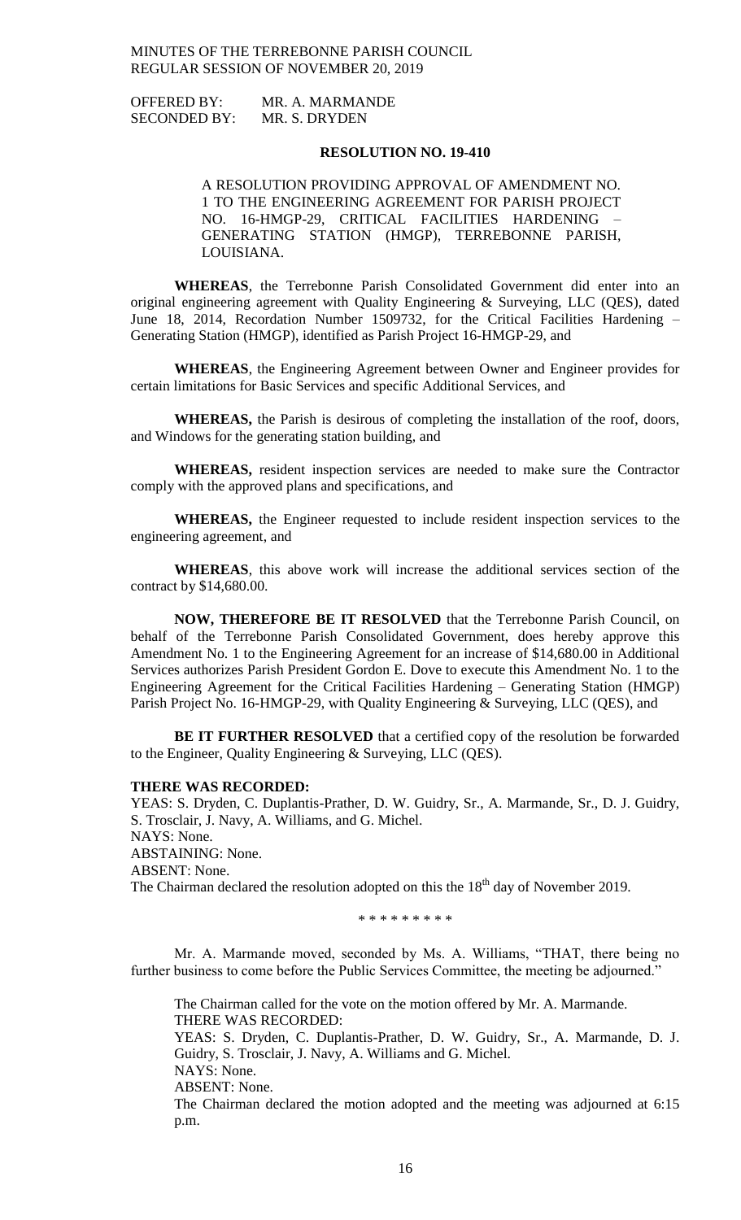OFFERED BY: MR. A. MARMANDE
SECONDED BY: MR. S. DRYDEN

**RESOLUTION NO. 19-410**

A RESOLUTION PROVIDING APPROVAL OF AMENDMENT NO. 1 TO THE ENGINEERING AGREEMENT FOR PARISH PROJECT NO. 16-HMGP-29, CRITICAL FACILITIES HARDENING – GENERATING STATION (HMGP), TERREBONNE PARISH, LOUISIANA.

**WHEREAS**, the Terrebonne Parish Consolidated Government did enter into an original engineering agreement with Quality Engineering & Surveying, LLC (QES), dated June 18, 2014, Recordation Number 1509732, for the Critical Facilities Hardening – Generating Station (HMGP), identified as Parish Project 16-HMGP-29, and

**WHEREAS**, the Engineering Agreement between Owner and Engineer provides for certain limitations for Basic Services and specific Additional Services, and

**WHEREAS,** the Parish is desirous of completing the installation of the roof, doors, and Windows for the generating station building, and

**WHEREAS,** resident inspection services are needed to make sure the Contractor comply with the approved plans and specifications, and

**WHEREAS,** the Engineer requested to include resident inspection services to the engineering agreement, and

**WHEREAS**, this above work will increase the additional services section of the contract by $14,680.00.

**NOW, THEREFORE BE IT RESOLVED** that the Terrebonne Parish Council, on behalf of the Terrebonne Parish Consolidated Government, does hereby approve this Amendment No. 1 to the Engineering Agreement for an increase of $14,680.00 in Additional Services authorizes Parish President Gordon E. Dove to execute this Amendment No. 1 to the Engineering Agreement for the Critical Facilities Hardening – Generating Station (HMGP) Parish Project No. 16-HMGP-29, with Quality Engineering & Surveying, LLC (QES), and

**BE IT FURTHER RESOLVED** that a certified copy of the resolution be forwarded to the Engineer, Quality Engineering & Surveying, LLC (QES).

**THERE WAS RECORDED:**
YEAS: S. Dryden, C. Duplantis-Prather, D. W. Guidry, Sr., A. Marmande, Sr., D. J. Guidry, S. Trosclair, J. Navy, A. Williams, and G. Michel.
NAYS: None.
ABSTAINING: None.
ABSENT: None.
The Chairman declared the resolution adopted on this the 18th day of November 2019.

\* \* \* \* \* \* \* \* \*

Mr. A. Marmande moved, seconded by Ms. A. Williams, "THAT, there being no further business to come before the Public Services Committee, the meeting be adjourned."

The Chairman called for the vote on the motion offered by Mr. A. Marmande.
THERE WAS RECORDED:
YEAS: S. Dryden, C. Duplantis-Prather, D. W. Guidry, Sr., A. Marmande, D. J. Guidry, S. Trosclair, J. Navy, A. Williams and G. Michel.
NAYS: None.
ABSENT: None.
The Chairman declared the motion adopted and the meeting was adjourned at 6:15 p.m.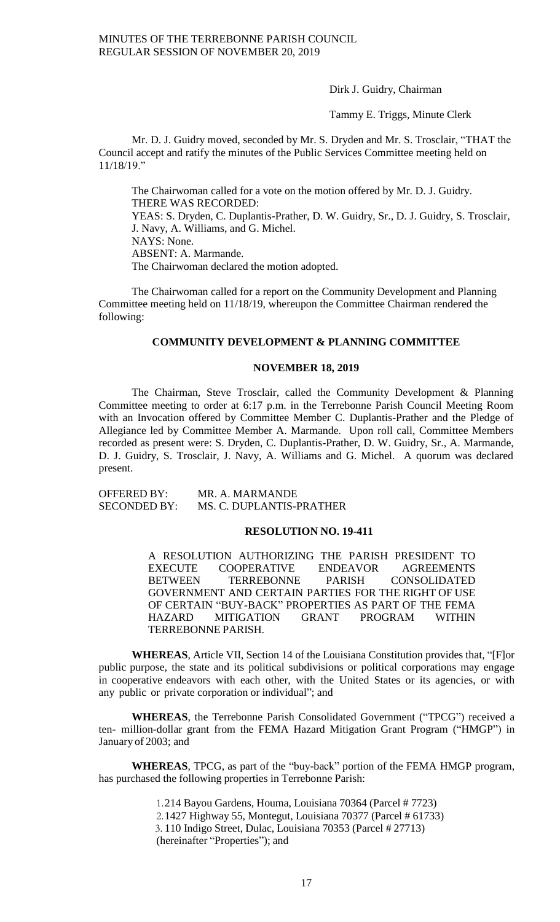Dirk J. Guidry, Chairman

Tammy E. Triggs, Minute Clerk

Mr. D. J. Guidry moved, seconded by Mr. S. Dryden and Mr. S. Trosclair, "THAT the Council accept and ratify the minutes of the Public Services Committee meeting held on 11/18/19."

The Chairwoman called for a vote on the motion offered by Mr. D. J. Guidry.
THERE WAS RECORDED:
YEAS: S. Dryden, C. Duplantis-Prather, D. W. Guidry, Sr., D. J. Guidry, S. Trosclair, J. Navy, A. Williams, and G. Michel.
NAYS: None.
ABSENT: A. Marmande.
The Chairwoman declared the motion adopted.

The Chairwoman called for a report on the Community Development and Planning Committee meeting held on 11/18/19, whereupon the Committee Chairman rendered the following:

## COMMUNITY DEVELOPMENT & PLANNING COMMITTEE

### NOVEMBER 18, 2019

The Chairman, Steve Trosclair, called the Community Development & Planning Committee meeting to order at 6:17 p.m. in the Terrebonne Parish Council Meeting Room with an Invocation offered by Committee Member C. Duplantis-Prather and the Pledge of Allegiance led by Committee Member A. Marmande. Upon roll call, Committee Members recorded as present were: S. Dryden, C. Duplantis-Prather, D. W. Guidry, Sr., A. Marmande, D. J. Guidry, S. Trosclair, J. Navy, A. Williams and G. Michel. A quorum was declared present.

OFFERED BY: MR. A. MARMANDE
SECONDED BY: MS. C. DUPLANTIS-PRATHER

### RESOLUTION NO. 19-411

A RESOLUTION AUTHORIZING THE PARISH PRESIDENT TO EXECUTE COOPERATIVE ENDEAVOR AGREEMENTS BETWEEN TERREBONNE PARISH CONSOLIDATED GOVERNMENT AND CERTAIN PARTIES FOR THE RIGHT OF USE OF CERTAIN "BUY-BACK" PROPERTIES AS PART OF THE FEMA HAZARD MITIGATION GRANT PROGRAM WITHIN TERREBONNE PARISH.

**WHEREAS**, Article VII, Section 14 of the Louisiana Constitution provides that, "[F]or public purpose, the state and its political subdivisions or political corporations may engage in cooperative endeavors with each other, with the United States or its agencies, or with any public or private corporation or individual"; and

**WHEREAS**, the Terrebonne Parish Consolidated Government ("TPCG") received a ten- million-dollar grant from the FEMA Hazard Mitigation Grant Program ("HMGP") in January of 2003; and

**WHEREAS**, TPCG, as part of the "buy-back" portion of the FEMA HMGP program, has purchased the following properties in Terrebonne Parish:

1. 214 Bayou Gardens, Houma, Louisiana 70364 (Parcel # 7723)
2. 1427 Highway 55, Montegut, Louisiana 70377 (Parcel # 61733)
3. 110 Indigo Street, Dulac, Louisiana 70353 (Parcel # 27713)

(hereinafter "Properties"); and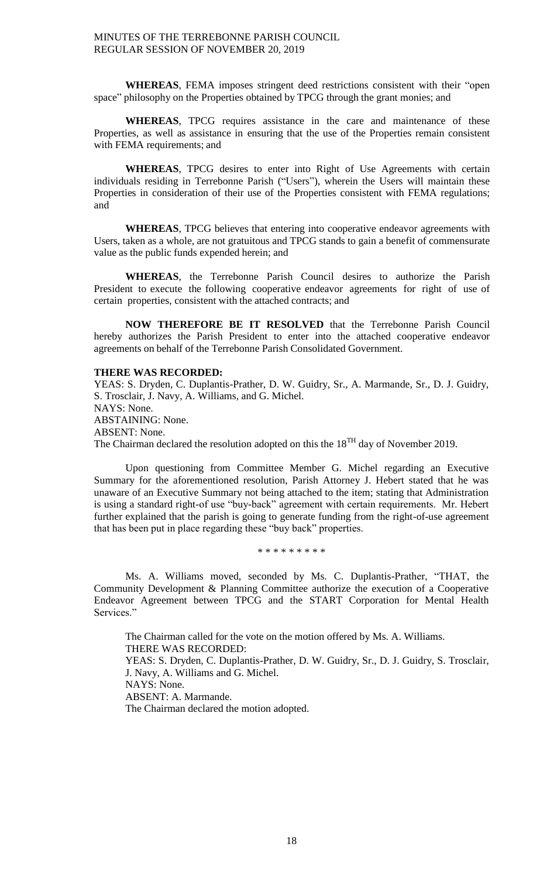**WHEREAS**, FEMA imposes stringent deed restrictions consistent with their "open space" philosophy on the Properties obtained by TPCG through the grant monies; and

**WHEREAS**, TPCG requires assistance in the care and maintenance of these Properties, as well as assistance in ensuring that the use of the Properties remain consistent with FEMA requirements; and

**WHEREAS**, TPCG desires to enter into Right of Use Agreements with certain individuals residing in Terrebonne Parish ("Users"), wherein the Users will maintain these Properties in consideration of their use of the Properties consistent with FEMA regulations; and

**WHEREAS**, TPCG believes that entering into cooperative endeavor agreements with Users, taken as a whole, are not gratuitous and TPCG stands to gain a benefit of commensurate value as the public funds expended herein; and

**WHEREAS**, the Terrebonne Parish Council desires to authorize the Parish President to execute the following cooperative endeavor agreements for right of use of certain properties, consistent with the attached contracts; and

**NOW THEREFORE BE IT RESOLVED** that the Terrebonne Parish Council hereby authorizes the Parish President to enter into the attached cooperative endeavor agreements on behalf of the Terrebonne Parish Consolidated Government.

**THERE WAS RECORDED:**
YEAS: S. Dryden, C. Duplantis-Prather, D. W. Guidry, Sr., A. Marmande, Sr., D. J. Guidry, S. Trosclair, J. Navy, A. Williams, and G. Michel.
NAYS: None.
ABSTAINING: None.
ABSENT: None.
The Chairman declared the resolution adopted on this the 18TH day of November 2019.

Upon questioning from Committee Member G. Michel regarding an Executive Summary for the aforementioned resolution, Parish Attorney J. Hebert stated that he was unaware of an Executive Summary not being attached to the item; stating that Administration is using a standard right-of use "buy-back" agreement with certain requirements. Mr. Hebert further explained that the parish is going to generate funding from the right-of-use agreement that has been put in place regarding these "buy back" properties.

\* \* \* \* \* \* \* \* \*

Ms. A. Williams moved, seconded by Ms. C. Duplantis-Prather, "THAT, the Community Development & Planning Committee authorize the execution of a Cooperative Endeavor Agreement between TPCG and the START Corporation for Mental Health Services."

The Chairman called for the vote on the motion offered by Ms. A. Williams.
THERE WAS RECORDED:
YEAS: S. Dryden, C. Duplantis-Prather, D. W. Guidry, Sr., D. J. Guidry, S. Trosclair, J. Navy, A. Williams and G. Michel.
NAYS: None.
ABSENT: A. Marmande.
The Chairman declared the motion adopted.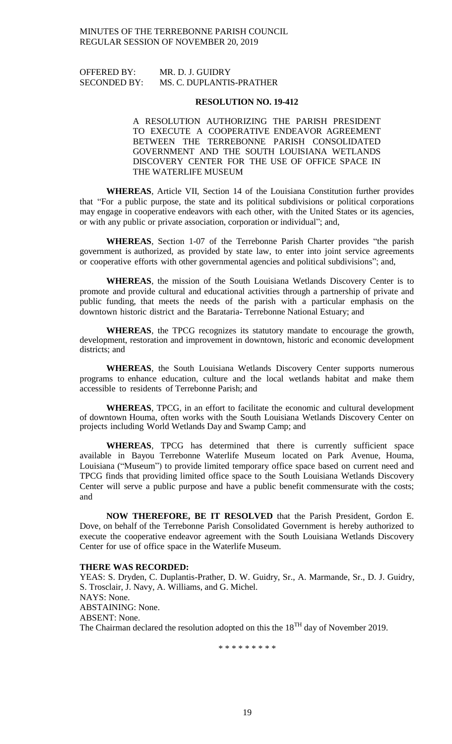OFFERED BY: MR. D. J. GUIDRY
SECONDED BY: MS. C. DUPLANTIS-PRATHER

**RESOLUTION NO. 19-412**

A RESOLUTION AUTHORIZING THE PARISH PRESIDENT TO EXECUTE A COOPERATIVE ENDEAVOR AGREEMENT BETWEEN THE TERREBONNE PARISH CONSOLIDATED GOVERNMENT AND THE SOUTH LOUISIANA WETLANDS DISCOVERY CENTER FOR THE USE OF OFFICE SPACE IN THE WATERLIFE MUSEUM

**WHEREAS**, Article VII, Section 14 of the Louisiana Constitution further provides that "For a public purpose, the state and its political subdivisions or political corporations may engage in cooperative endeavors with each other, with the United States or its agencies, or with any public or private association, corporation or individual"; and,

**WHEREAS**, Section 1-07 of the Terrebonne Parish Charter provides "the parish government is authorized, as provided by state law, to enter into joint service agreements or cooperative efforts with other governmental agencies and political subdivisions"; and,

**WHEREAS**, the mission of the South Louisiana Wetlands Discovery Center is to promote and provide cultural and educational activities through a partnership of private and public funding, that meets the needs of the parish with a particular emphasis on the downtown historic district and the Barataria- Terrebonne National Estuary; and

**WHEREAS**, the TPCG recognizes its statutory mandate to encourage the growth, development, restoration and improvement in downtown, historic and economic development districts; and

**WHEREAS**, the South Louisiana Wetlands Discovery Center supports numerous programs to enhance education, culture and the local wetlands habitat and make them accessible to residents of Terrebonne Parish; and

**WHEREAS**, TPCG, in an effort to facilitate the economic and cultural development of downtown Houma, often works with the South Louisiana Wetlands Discovery Center on projects including World Wetlands Day and Swamp Camp; and

**WHEREAS**, TPCG has determined that there is currently sufficient space available in Bayou Terrebonne Waterlife Museum located on Park Avenue, Houma, Louisiana ("Museum") to provide limited temporary office space based on current need and TPCG finds that providing limited office space to the South Louisiana Wetlands Discovery Center will serve a public purpose and have a public benefit commensurate with the costs; and

**NOW THEREFORE, BE IT RESOLVED** that the Parish President, Gordon E. Dove, on behalf of the Terrebonne Parish Consolidated Government is hereby authorized to execute the cooperative endeavor agreement with the South Louisiana Wetlands Discovery Center for use of office space in the Waterlife Museum.

**THERE WAS RECORDED:**

YEAS: S. Dryden, C. Duplantis-Prather, D. W. Guidry, Sr., A. Marmande, Sr., D. J. Guidry, S. Trosclair, J. Navy, A. Williams, and G. Michel.
NAYS: None.
ABSTAINING: None.
ABSENT: None.
The Chairman declared the resolution adopted on this the 18TH day of November 2019.

\* \* \* \* \* \* \* \* \*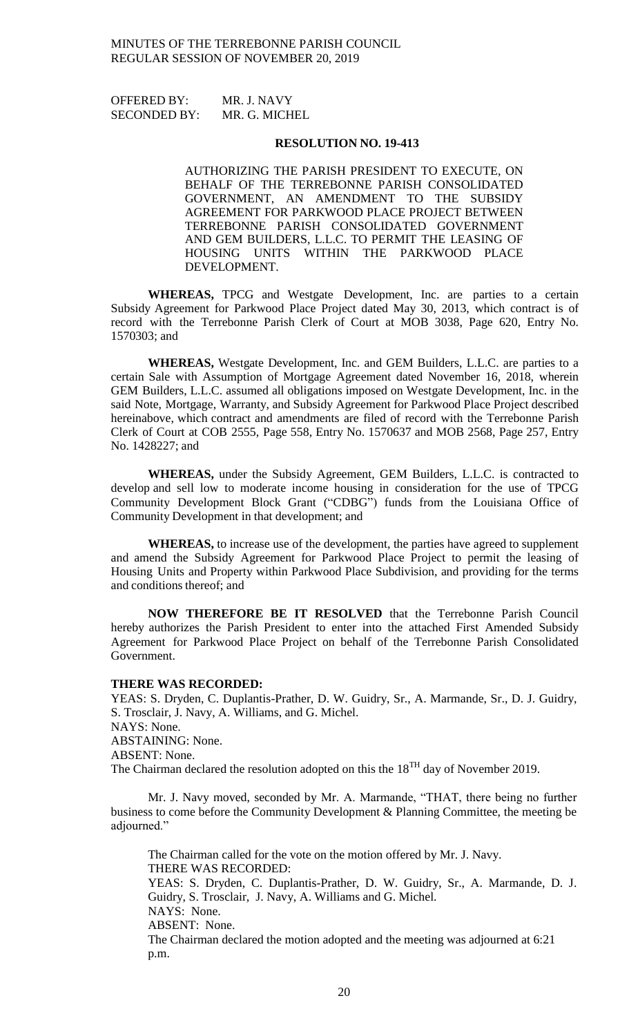OFFERED BY: MR. J. NAVY
SECONDED BY: MR. G. MICHEL

**RESOLUTION NO. 19-413**

AUTHORIZING THE PARISH PRESIDENT TO EXECUTE, ON BEHALF OF THE TERREBONNE PARISH CONSOLIDATED GOVERNMENT, AN AMENDMENT TO THE SUBSIDY AGREEMENT FOR PARKWOOD PLACE PROJECT BETWEEN TERREBONNE PARISH CONSOLIDATED GOVERNMENT AND GEM BUILDERS, L.L.C. TO PERMIT THE LEASING OF HOUSING UNITS WITHIN THE PARKWOOD PLACE DEVELOPMENT.

**WHEREAS,** TPCG and Westgate Development, Inc. are parties to a certain Subsidy Agreement for Parkwood Place Project dated May 30, 2013, which contract is of record with the Terrebonne Parish Clerk of Court at MOB 3038, Page 620, Entry No. 1570303; and

**WHEREAS,** Westgate Development, Inc. and GEM Builders, L.L.C. are parties to a certain Sale with Assumption of Mortgage Agreement dated November 16, 2018, wherein GEM Builders, L.L.C. assumed all obligations imposed on Westgate Development, Inc. in the said Note, Mortgage, Warranty, and Subsidy Agreement for Parkwood Place Project described hereinabove, which contract and amendments are filed of record with the Terrebonne Parish Clerk of Court at COB 2555, Page 558, Entry No. 1570637 and MOB 2568, Page 257, Entry No. 1428227; and

**WHEREAS,** under the Subsidy Agreement, GEM Builders, L.L.C. is contracted to develop and sell low to moderate income housing in consideration for the use of TPCG Community Development Block Grant ("CDBG") funds from the Louisiana Office of Community Development in that development; and

**WHEREAS,** to increase use of the development, the parties have agreed to supplement and amend the Subsidy Agreement for Parkwood Place Project to permit the leasing of Housing Units and Property within Parkwood Place Subdivision, and providing for the terms and conditions thereof; and

**NOW THEREFORE BE IT RESOLVED** that the Terrebonne Parish Council hereby authorizes the Parish President to enter into the attached First Amended Subsidy Agreement for Parkwood Place Project on behalf of the Terrebonne Parish Consolidated Government.

**THERE WAS RECORDED:**
YEAS: S. Dryden, C. Duplantis-Prather, D. W. Guidry, Sr., A. Marmande, Sr., D. J. Guidry, S. Trosclair, J. Navy, A. Williams, and G. Michel.
NAYS: None.
ABSTAINING: None.
ABSENT: None.
The Chairman declared the resolution adopted on this the 18[TH] day of November 2019.

Mr. J. Navy moved, seconded by Mr. A. Marmande, "THAT, there being no further business to come before the Community Development & Planning Committee, the meeting be adjourned."

The Chairman called for the vote on the motion offered by Mr. J. Navy.
THERE WAS RECORDED:
YEAS: S. Dryden, C. Duplantis-Prather, D. W. Guidry, Sr., A. Marmande, D. J. Guidry, S. Trosclair, J. Navy, A. Williams and G. Michel.
NAYS: None.
ABSENT: None.
The Chairman declared the motion adopted and the meeting was adjourned at 6:21 p.m.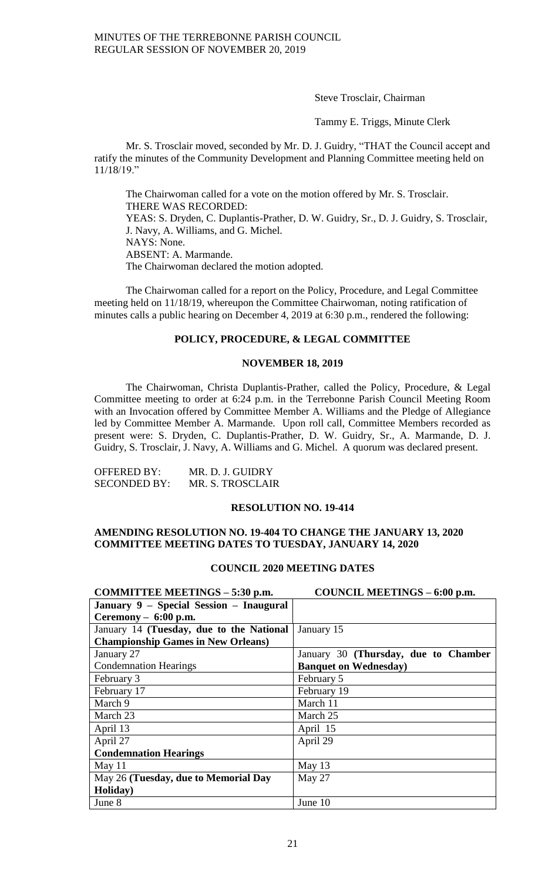Steve Trosclair, Chairman

Tammy E. Triggs, Minute Clerk

Mr. S. Trosclair moved, seconded by Mr. D. J. Guidry, "THAT the Council accept and ratify the minutes of the Community Development and Planning Committee meeting held on 11/18/19."

The Chairwoman called for a vote on the motion offered by Mr. S. Trosclair.
THERE WAS RECORDED:
YEAS: S. Dryden, C. Duplantis-Prather, D. W. Guidry, Sr., D. J. Guidry, S. Trosclair, J. Navy, A. Williams, and G. Michel.
NAYS: None.
ABSENT: A. Marmande.
The Chairwoman declared the motion adopted.

The Chairwoman called for a report on the Policy, Procedure, and Legal Committee meeting held on 11/18/19, whereupon the Committee Chairwoman, noting ratification of minutes calls a public hearing on December 4, 2019 at 6:30 p.m., rendered the following:

## POLICY, PROCEDURE, & LEGAL COMMITTEE

## NOVEMBER 18, 2019

The Chairwoman, Christa Duplantis-Prather, called the Policy, Procedure, & Legal Committee meeting to order at 6:24 p.m. in the Terrebonne Parish Council Meeting Room with an Invocation offered by Committee Member A. Williams and the Pledge of Allegiance led by Committee Member A. Marmande. Upon roll call, Committee Members recorded as present were: S. Dryden, C. Duplantis-Prather, D. W. Guidry, Sr., A. Marmande, D. J. Guidry, S. Trosclair, J. Navy, A. Williams and G. Michel. A quorum was declared present.

OFFERED BY: MR. D. J. GUIDRY
SECONDED BY: MR. S. TROSCLAIR

## RESOLUTION NO. 19-414

**AMENDING RESOLUTION NO. 19-404 TO CHANGE THE JANUARY 13, 2020 COMMITTEE MEETING DATES TO TUESDAY, JANUARY 14, 2020**

## COUNCIL 2020 MEETING DATES

| COMMITTEE MEETINGS – 5:30 p.m. | COUNCIL MEETINGS – 6:00 p.m. |
|---|---|
| **January 9 – Special Session – Inaugural Ceremony – 6:00 p.m.** | |
| January 14 **(Tuesday, due to the National Championship Games in New Orleans)** | January 15 |
| January 27<br>Condemnation Hearings | January 30 **(Thursday, due to Chamber Banquet on Wednesday)** |
| February 3 | February 5 |
| February 17 | February 19 |
| March 9 | March 11 |
| March 23 | March 25 |
| April 13 | April 15 |
| April 27<br>**Condemnation Hearings** | April 29 |
| May 11 | May 13 |
| May 26 **(Tuesday, due to Memorial Day Holiday)** | May 27 |
| June 8 | June 10 |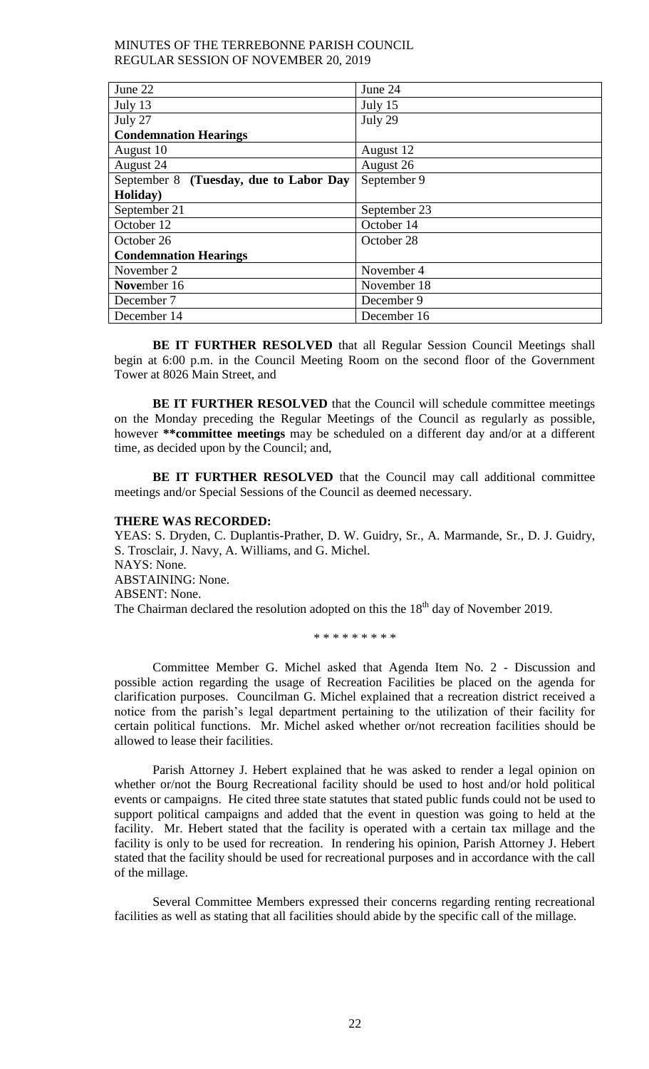| June 22 | June 24 |
|---|---|
| July 13 | July 15 |
| July 27 | July 29 |
| **Condemnation Hearings** | |
| August 10 | August 12 |
| August 24 | August 26 |
| September 8 **(Tuesday, due to Labor Day Holiday)** | September 9 |
| September 21 | September 23 |
| October 12 | October 14 |
| October 26 | October 28 |
| **Condemnation Hearings** | |
| November 2 | November 4 |
| **Nove**mber 16 | November 18 |
| December 7 | December 9 |
| December 14 | December 16 |

**BE IT FURTHER RESOLVED** that all Regular Session Council Meetings shall begin at 6:00 p.m. in the Council Meeting Room on the second floor of the Government Tower at 8026 Main Street, and

**BE IT FURTHER RESOLVED** that the Council will schedule committee meetings on the Monday preceding the Regular Meetings of the Council as regularly as possible, however **\*\*committee meetings** may be scheduled on a different day and/or at a different time, as decided upon by the Council; and,

**BE IT FURTHER RESOLVED** that the Council may call additional committee meetings and/or Special Sessions of the Council as deemed necessary.

**THERE WAS RECORDED:**

YEAS: S. Dryden, C. Duplantis-Prather, D. W. Guidry, Sr., A. Marmande, Sr., D. J. Guidry, S. Trosclair, J. Navy, A. Williams, and G. Michel.
NAYS: None.
ABSTAINING: None.
ABSENT: None.
The Chairman declared the resolution adopted on this the 18th day of November 2019.

\* \* \* \* \* \* \* \* \*

Committee Member G. Michel asked that Agenda Item No. 2 - Discussion and possible action regarding the usage of Recreation Facilities be placed on the agenda for clarification purposes. Councilman G. Michel explained that a recreation district received a notice from the parish's legal department pertaining to the utilization of their facility for certain political functions. Mr. Michel asked whether or/not recreation facilities should be allowed to lease their facilities.

Parish Attorney J. Hebert explained that he was asked to render a legal opinion on whether or/not the Bourg Recreational facility should be used to host and/or hold political events or campaigns. He cited three state statutes that stated public funds could not be used to support political campaigns and added that the event in question was going to held at the facility. Mr. Hebert stated that the facility is operated with a certain tax millage and the facility is only to be used for recreation. In rendering his opinion, Parish Attorney J. Hebert stated that the facility should be used for recreational purposes and in accordance with the call of the millage.

Several Committee Members expressed their concerns regarding renting recreational facilities as well as stating that all facilities should abide by the specific call of the millage.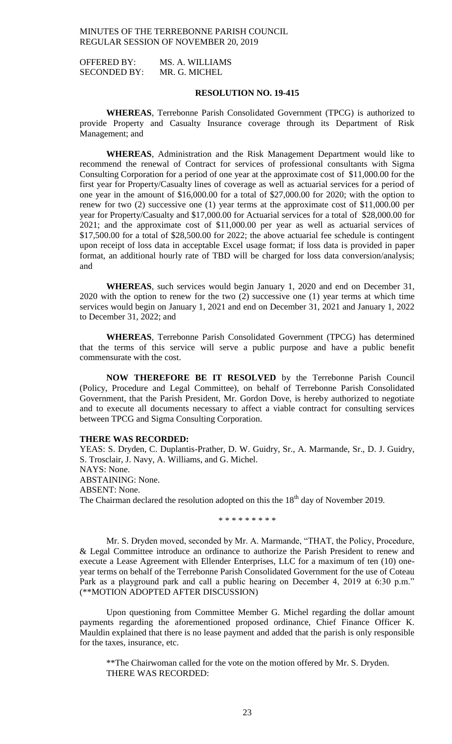OFFERED BY: MS. A. WILLIAMS
SECONDED BY: MR. G. MICHEL

**RESOLUTION NO. 19-415**

**WHEREAS**, Terrebonne Parish Consolidated Government (TPCG) is authorized to provide Property and Casualty Insurance coverage through its Department of Risk Management; and

**WHEREAS**, Administration and the Risk Management Department would like to recommend the renewal of Contract for services of professional consultants with Sigma Consulting Corporation for a period of one year at the approximate cost of $11,000.00 for the first year for Property/Casualty lines of coverage as well as actuarial services for a period of one year in the amount of $16,000.00 for a total of $27,000.00 for 2020; with the option to renew for two (2) successive one (1) year terms at the approximate cost of $11,000.00 per year for Property/Casualty and $17,000.00 for Actuarial services for a total of $28,000.00 for 2021; and the approximate cost of $11,000.00 per year as well as actuarial services of $17,500.00 for a total of $28,500.00 for 2022; the above actuarial fee schedule is contingent upon receipt of loss data in acceptable Excel usage format; if loss data is provided in paper format, an additional hourly rate of TBD will be charged for loss data conversion/analysis; and

**WHEREAS**, such services would begin January 1, 2020 and end on December 31, 2020 with the option to renew for the two (2) successive one (1) year terms at which time services would begin on January 1, 2021 and end on December 31, 2021 and January 1, 2022 to December 31, 2022; and

**WHEREAS**, Terrebonne Parish Consolidated Government (TPCG) has determined that the terms of this service will serve a public purpose and have a public benefit commensurate with the cost.

**NOW THEREFORE BE IT RESOLVED** by the Terrebonne Parish Council (Policy, Procedure and Legal Committee), on behalf of Terrebonne Parish Consolidated Government, that the Parish President, Mr. Gordon Dove, is hereby authorized to negotiate and to execute all documents necessary to affect a viable contract for consulting services between TPCG and Sigma Consulting Corporation.

**THERE WAS RECORDED:**
YEAS: S. Dryden, C. Duplantis-Prather, D. W. Guidry, Sr., A. Marmande, Sr., D. J. Guidry, S. Trosclair, J. Navy, A. Williams, and G. Michel.
NAYS: None.
ABSTAINING: None.
ABSENT: None.
The Chairman declared the resolution adopted on this the 18th day of November 2019.

\* \* \* \* \* \* \* \* \*

Mr. S. Dryden moved, seconded by Mr. A. Marmande, "THAT, the Policy, Procedure, & Legal Committee introduce an ordinance to authorize the Parish President to renew and execute a Lease Agreement with Ellender Enterprises, LLC for a maximum of ten (10) one-year terms on behalf of the Terrebonne Parish Consolidated Government for the use of Coteau Park as a playground park and call a public hearing on December 4, 2019 at 6:30 p.m." (\*\*MOTION ADOPTED AFTER DISCUSSION)

Upon questioning from Committee Member G. Michel regarding the dollar amount payments regarding the aforementioned proposed ordinance, Chief Finance Officer K. Mauldin explained that there is no lease payment and added that the parish is only responsible for the taxes, insurance, etc.

\*\*The Chairwoman called for the vote on the motion offered by Mr. S. Dryden.
THERE WAS RECORDED: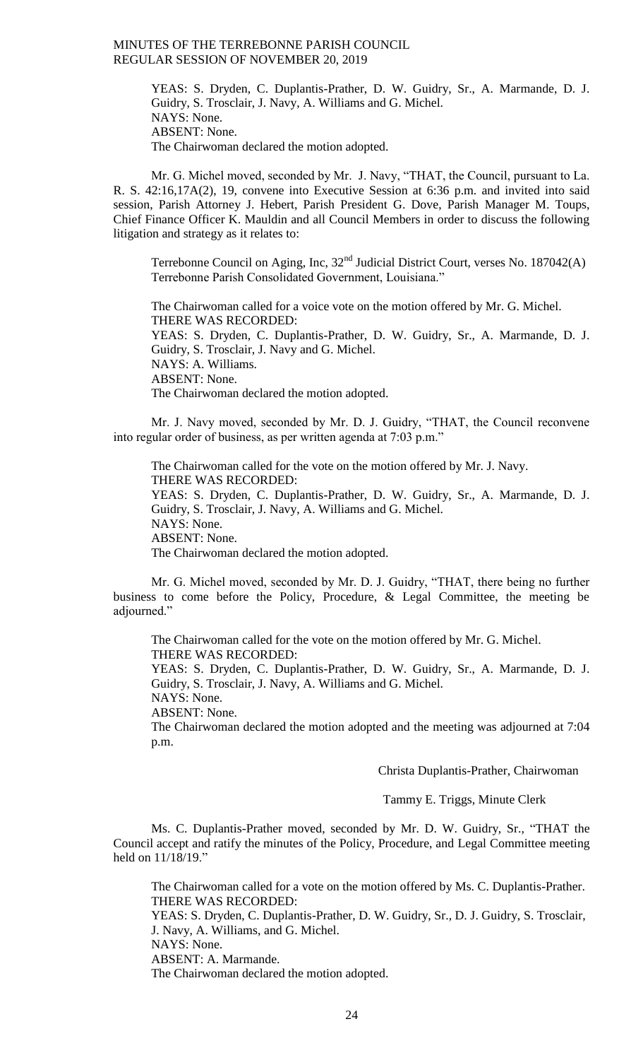YEAS: S. Dryden, C. Duplantis-Prather, D. W. Guidry, Sr., A. Marmande, D. J. Guidry, S. Trosclair, J. Navy, A. Williams and G. Michel.
NAYS: None.
ABSENT: None.
The Chairwoman declared the motion adopted.

Mr. G. Michel moved, seconded by Mr. J. Navy, "THAT, the Council, pursuant to La. R. S. 42:16,17A(2), 19, convene into Executive Session at 6:36 p.m. and invited into said session, Parish Attorney J. Hebert, Parish President G. Dove, Parish Manager M. Toups, Chief Finance Officer K. Mauldin and all Council Members in order to discuss the following litigation and strategy as it relates to:

Terrebonne Council on Aging, Inc, 32nd Judicial District Court, verses No. 187042(A) Terrebonne Parish Consolidated Government, Louisiana."

The Chairwoman called for a voice vote on the motion offered by Mr. G. Michel.
THERE WAS RECORDED:
YEAS: S. Dryden, C. Duplantis-Prather, D. W. Guidry, Sr., A. Marmande, D. J. Guidry, S. Trosclair, J. Navy and G. Michel.
NAYS: A. Williams.
ABSENT: None.
The Chairwoman declared the motion adopted.

Mr. J. Navy moved, seconded by Mr. D. J. Guidry, "THAT, the Council reconvene into regular order of business, as per written agenda at 7:03 p.m."

The Chairwoman called for the vote on the motion offered by Mr. J. Navy.
THERE WAS RECORDED:
YEAS: S. Dryden, C. Duplantis-Prather, D. W. Guidry, Sr., A. Marmande, D. J. Guidry, S. Trosclair, J. Navy, A. Williams and G. Michel.
NAYS: None.
ABSENT: None.
The Chairwoman declared the motion adopted.

Mr. G. Michel moved, seconded by Mr. D. J. Guidry, "THAT, there being no further business to come before the Policy, Procedure, & Legal Committee, the meeting be adjourned."

The Chairwoman called for the vote on the motion offered by Mr. G. Michel.
THERE WAS RECORDED:
YEAS: S. Dryden, C. Duplantis-Prather, D. W. Guidry, Sr., A. Marmande, D. J. Guidry, S. Trosclair, J. Navy, A. Williams and G. Michel.
NAYS: None.
ABSENT: None.
The Chairwoman declared the motion adopted and the meeting was adjourned at 7:04 p.m.

Christa Duplantis-Prather, Chairwoman

Tammy E. Triggs, Minute Clerk

Ms. C. Duplantis-Prather moved, seconded by Mr. D. W. Guidry, Sr., "THAT the Council accept and ratify the minutes of the Policy, Procedure, and Legal Committee meeting held on 11/18/19."

The Chairwoman called for a vote on the motion offered by Ms. C. Duplantis-Prather.
THERE WAS RECORDED:
YEAS: S. Dryden, C. Duplantis-Prather, D. W. Guidry, Sr., D. J. Guidry, S. Trosclair, J. Navy, A. Williams, and G. Michel.
NAYS: None.
ABSENT: A. Marmande.
The Chairwoman declared the motion adopted.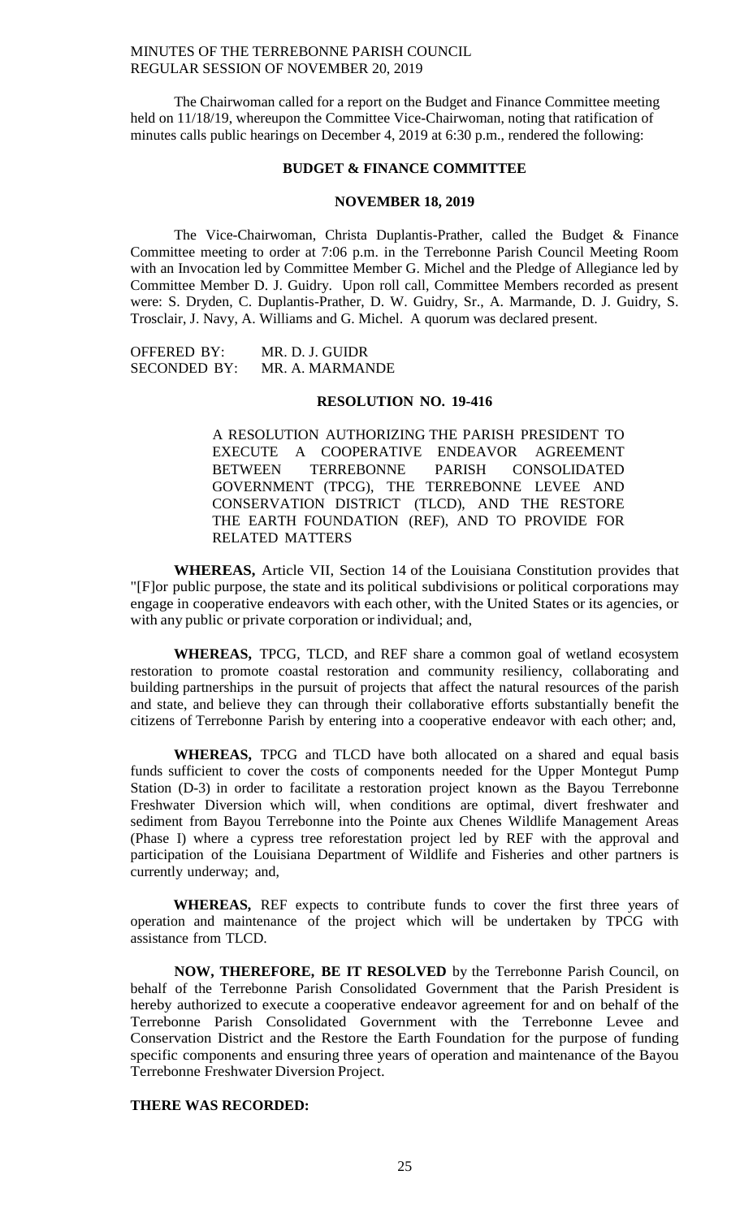The Chairwoman called for a report on the Budget and Finance Committee meeting held on 11/18/19, whereupon the Committee Vice-Chairwoman, noting that ratification of minutes calls public hearings on December 4, 2019 at 6:30 p.m., rendered the following:

**BUDGET & FINANCE COMMITTEE**

**NOVEMBER 18, 2019**

The Vice-Chairwoman, Christa Duplantis-Prather, called the Budget & Finance Committee meeting to order at 7:06 p.m. in the Terrebonne Parish Council Meeting Room with an Invocation led by Committee Member G. Michel and the Pledge of Allegiance led by Committee Member D. J. Guidry. Upon roll call, Committee Members recorded as present were: S. Dryden, C. Duplantis-Prather, D. W. Guidry, Sr., A. Marmande, D. J. Guidry, S. Trosclair, J. Navy, A. Williams and G. Michel. A quorum was declared present.

OFFERED BY: MR. D. J. GUIDR
SECONDED BY: MR. A. MARMANDE

**RESOLUTION NO. 19-416**

A RESOLUTION AUTHORIZING THE PARISH PRESIDENT TO EXECUTE A COOPERATIVE ENDEAVOR AGREEMENT BETWEEN TERREBONNE PARISH CONSOLIDATED GOVERNMENT (TPCG), THE TERREBONNE LEVEE AND CONSERVATION DISTRICT (TLCD), AND THE RESTORE THE EARTH FOUNDATION (REF), AND TO PROVIDE FOR RELATED MATTERS

**WHEREAS,** Article VII, Section 14 of the Louisiana Constitution provides that "[F]or public purpose, the state and its political subdivisions or political corporations may engage in cooperative endeavors with each other, with the United States or its agencies, or with any public or private corporation or individual; and,

**WHEREAS,** TPCG, TLCD, and REF share a common goal of wetland ecosystem restoration to promote coastal restoration and community resiliency, collaborating and building partnerships in the pursuit of projects that affect the natural resources of the parish and state, and believe they can through their collaborative efforts substantially benefit the citizens of Terrebonne Parish by entering into a cooperative endeavor with each other; and,

**WHEREAS,** TPCG and TLCD have both allocated on a shared and equal basis funds sufficient to cover the costs of components needed for the Upper Montegut Pump Station (D-3) in order to facilitate a restoration project known as the Bayou Terrebonne Freshwater Diversion which will, when conditions are optimal, divert freshwater and sediment from Bayou Terrebonne into the Pointe aux Chenes Wildlife Management Areas (Phase I) where a cypress tree reforestation project led by REF with the approval and participation of the Louisiana Department of Wildlife and Fisheries and other partners is currently underway; and,

**WHEREAS,** REF expects to contribute funds to cover the first three years of operation and maintenance of the project which will be undertaken by TPCG with assistance from TLCD.

**NOW, THEREFORE, BE IT RESOLVED** by the Terrebonne Parish Council, on behalf of the Terrebonne Parish Consolidated Government that the Parish President is hereby authorized to execute a cooperative endeavor agreement for and on behalf of the Terrebonne Parish Consolidated Government with the Terrebonne Levee and Conservation District and the Restore the Earth Foundation for the purpose of funding specific components and ensuring three years of operation and maintenance of the Bayou Terrebonne Freshwater Diversion Project.

**THERE WAS RECORDED:**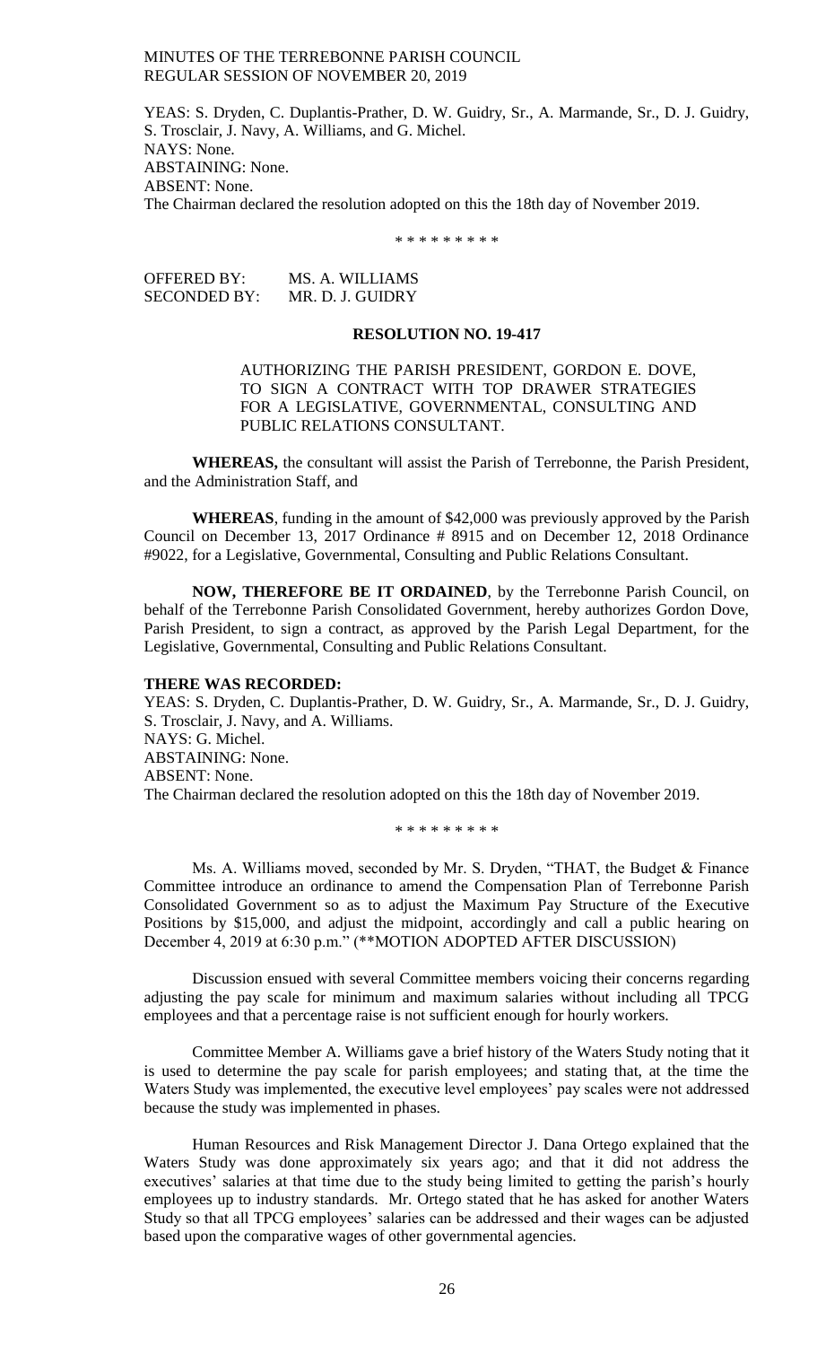YEAS: S. Dryden, C. Duplantis-Prather, D. W. Guidry, Sr., A. Marmande, Sr., D. J. Guidry, S. Trosclair, J. Navy, A. Williams, and G. Michel.
NAYS: None.
ABSTAINING: None.
ABSENT: None.
The Chairman declared the resolution adopted on this the 18th day of November 2019.

\* \* \* \* \* \* \* \* \*

OFFERED BY: MS. A. WILLIAMS
SECONDED BY: MR. D. J. GUIDRY

**RESOLUTION NO. 19-417**

AUTHORIZING THE PARISH PRESIDENT, GORDON E. DOVE, TO SIGN A CONTRACT WITH TOP DRAWER STRATEGIES FOR A LEGISLATIVE, GOVERNMENTAL, CONSULTING AND PUBLIC RELATIONS CONSULTANT.

**WHEREAS,** the consultant will assist the Parish of Terrebonne, the Parish President, and the Administration Staff, and

**WHEREAS**, funding in the amount of $42,000 was previously approved by the Parish Council on December 13, 2017 Ordinance # 8915 and on December 12, 2018 Ordinance #9022, for a Legislative, Governmental, Consulting and Public Relations Consultant.

**NOW, THEREFORE BE IT ORDAINED**, by the Terrebonne Parish Council, on behalf of the Terrebonne Parish Consolidated Government, hereby authorizes Gordon Dove, Parish President, to sign a contract, as approved by the Parish Legal Department, for the Legislative, Governmental, Consulting and Public Relations Consultant.

**THERE WAS RECORDED:**
YEAS: S. Dryden, C. Duplantis-Prather, D. W. Guidry, Sr., A. Marmande, Sr., D. J. Guidry, S. Trosclair, J. Navy, and A. Williams.
NAYS: G. Michel.
ABSTAINING: None.
ABSENT: None.
The Chairman declared the resolution adopted on this the 18th day of November 2019.

\* \* \* \* \* \* \* \* \*

Ms. A. Williams moved, seconded by Mr. S. Dryden, "THAT, the Budget & Finance Committee introduce an ordinance to amend the Compensation Plan of Terrebonne Parish Consolidated Government so as to adjust the Maximum Pay Structure of the Executive Positions by $15,000, and adjust the midpoint, accordingly and call a public hearing on December 4, 2019 at 6:30 p.m." (**MOTION ADOPTED AFTER DISCUSSION)

Discussion ensued with several Committee members voicing their concerns regarding adjusting the pay scale for minimum and maximum salaries without including all TPCG employees and that a percentage raise is not sufficient enough for hourly workers.

Committee Member A. Williams gave a brief history of the Waters Study noting that it is used to determine the pay scale for parish employees; and stating that, at the time the Waters Study was implemented, the executive level employees' pay scales were not addressed because the study was implemented in phases.

Human Resources and Risk Management Director J. Dana Ortego explained that the Waters Study was done approximately six years ago; and that it did not address the executives' salaries at that time due to the study being limited to getting the parish's hourly employees up to industry standards. Mr. Ortego stated that he has asked for another Waters Study so that all TPCG employees' salaries can be addressed and their wages can be adjusted based upon the comparative wages of other governmental agencies.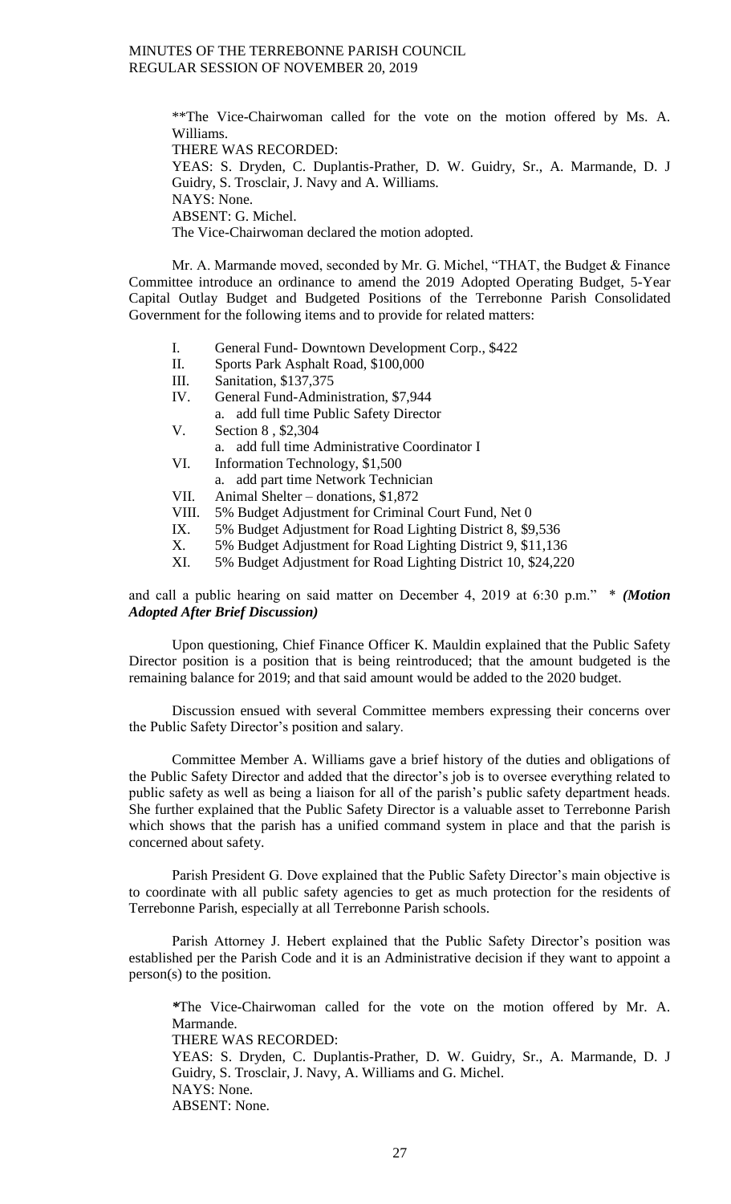**The Vice-Chairwoman called for the vote on the motion offered by Ms. A. Williams.
THERE WAS RECORDED:
YEAS: S. Dryden, C. Duplantis-Prather, D. W. Guidry, Sr., A. Marmande, D. J Guidry, S. Trosclair, J. Navy and A. Williams.
NAYS: None.
ABSENT: G. Michel.
The Vice-Chairwoman declared the motion adopted.

Mr. A. Marmande moved, seconded by Mr. G. Michel, "THAT, the Budget & Finance Committee introduce an ordinance to amend the 2019 Adopted Operating Budget, 5-Year Capital Outlay Budget and Budgeted Positions of the Terrebonne Parish Consolidated Government for the following items and to provide for related matters:

- I. General Fund- Downtown Development Corp., $422
- II. Sports Park Asphalt Road, $100,000
- III. Sanitation, $137,375
- IV. General Fund-Administration, $7,944
  - a. add full time Public Safety Director
- V. Section 8 , $2,304
  - a. add full time Administrative Coordinator I
- VI. Information Technology, $1,500
  - a. add part time Network Technician
- VII. Animal Shelter – donations, $1,872
- VIII. 5% Budget Adjustment for Criminal Court Fund, Net 0
- IX. 5% Budget Adjustment for Road Lighting District 8, $9,536
- X. 5% Budget Adjustment for Road Lighting District 9, $11,136
- XI. 5% Budget Adjustment for Road Lighting District 10, $24,220

and call a public hearing on said matter on December 4, 2019 at 6:30 p.m." * ***(Motion Adopted After Brief Discussion)***

Upon questioning, Chief Finance Officer K. Mauldin explained that the Public Safety Director position is a position that is being reintroduced; that the amount budgeted is the remaining balance for 2019; and that said amount would be added to the 2020 budget.

Discussion ensued with several Committee members expressing their concerns over the Public Safety Director's position and salary.

Committee Member A. Williams gave a brief history of the duties and obligations of the Public Safety Director and added that the director's job is to oversee everything related to public safety as well as being a liaison for all of the parish's public safety department heads. She further explained that the Public Safety Director is a valuable asset to Terrebonne Parish which shows that the parish has a unified command system in place and that the parish is concerned about safety.

Parish President G. Dove explained that the Public Safety Director's main objective is to coordinate with all public safety agencies to get as much protection for the residents of Terrebonne Parish, especially at all Terrebonne Parish schools.

Parish Attorney J. Hebert explained that the Public Safety Director's position was established per the Parish Code and it is an Administrative decision if they want to appoint a person(s) to the position.

*The Vice-Chairwoman called for the vote on the motion offered by Mr. A. Marmande.
THERE WAS RECORDED:
YEAS: S. Dryden, C. Duplantis-Prather, D. W. Guidry, Sr., A. Marmande, D. J Guidry, S. Trosclair, J. Navy, A. Williams and G. Michel.
NAYS: None.
ABSENT: None.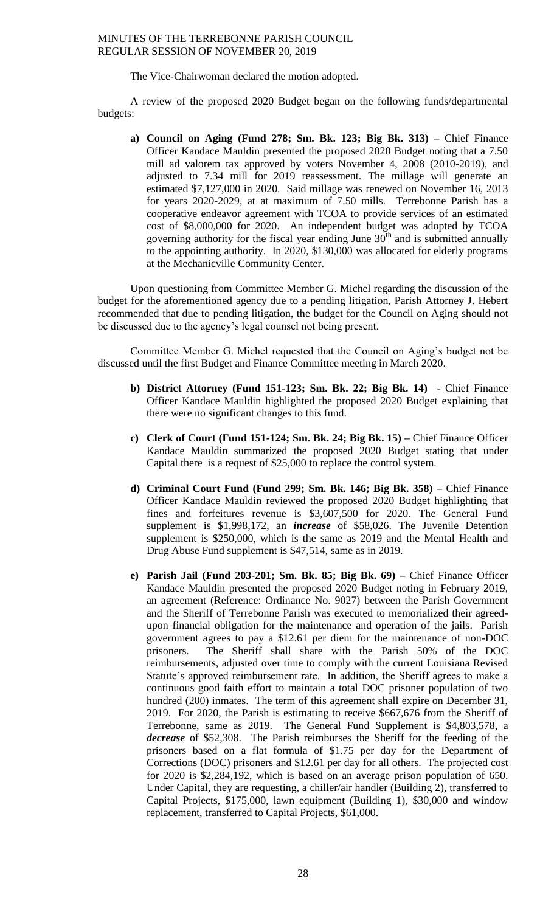The Vice-Chairwoman declared the motion adopted.

A review of the proposed 2020 Budget began on the following funds/departmental budgets:

a) **Council on Aging (Fund 278; Sm. Bk. 123; Big Bk. 313) –** Chief Finance Officer Kandace Mauldin presented the proposed 2020 Budget noting that a 7.50 mill ad valorem tax approved by voters November 4, 2008 (2010-2019), and adjusted to 7.34 mill for 2019 reassessment. The millage will generate an estimated $7,127,000 in 2020. Said millage was renewed on November 16, 2013 for years 2020-2029, at at maximum of 7.50 mills. Terrebonne Parish has a cooperative endeavor agreement with TCOA to provide services of an estimated cost of $8,000,000 for 2020. An independent budget was adopted by TCOA governing authority for the fiscal year ending June 30th and is submitted annually to the appointing authority. In 2020, $130,000 was allocated for elderly programs at the Mechanicville Community Center.

Upon questioning from Committee Member G. Michel regarding the discussion of the budget for the aforementioned agency due to a pending litigation, Parish Attorney J. Hebert recommended that due to pending litigation, the budget for the Council on Aging should not be discussed due to the agency's legal counsel not being present.

Committee Member G. Michel requested that the Council on Aging's budget not be discussed until the first Budget and Finance Committee meeting in March 2020.

b) **District Attorney (Fund 151-123; Sm. Bk. 22; Big Bk. 14) -** Chief Finance Officer Kandace Mauldin highlighted the proposed 2020 Budget explaining that there were no significant changes to this fund.

c) **Clerk of Court (Fund 151-124; Sm. Bk. 24; Big Bk. 15) –** Chief Finance Officer Kandace Mauldin summarized the proposed 2020 Budget stating that under Capital there is a request of $25,000 to replace the control system.

d) **Criminal Court Fund (Fund 299; Sm. Bk. 146; Big Bk. 358) –** Chief Finance Officer Kandace Mauldin reviewed the proposed 2020 Budget highlighting that fines and forfeitures revenue is $3,607,500 for 2020. The General Fund supplement is $1,998,172, an ***increase*** of $58,026. The Juvenile Detention supplement is $250,000, which is the same as 2019 and the Mental Health and Drug Abuse Fund supplement is $47,514, same as in 2019.

e) **Parish Jail (Fund 203-201; Sm. Bk. 85; Big Bk. 69) –** Chief Finance Officer Kandace Mauldin presented the proposed 2020 Budget noting in February 2019, an agreement (Reference: Ordinance No. 9027) between the Parish Government and the Sheriff of Terrebonne Parish was executed to memorialized their agreed-upon financial obligation for the maintenance and operation of the jails. Parish government agrees to pay a $12.61 per diem for the maintenance of non-DOC prisoners. The Sheriff shall share with the Parish 50% of the DOC reimbursements, adjusted over time to comply with the current Louisiana Revised Statute's approved reimbursement rate. In addition, the Sheriff agrees to make a continuous good faith effort to maintain a total DOC prisoner population of two hundred (200) inmates. The term of this agreement shall expire on December 31, 2019. For 2020, the Parish is estimating to receive $667,676 from the Sheriff of Terrebonne, same as 2019. The General Fund Supplement is $4,803,578, a ***decrease*** of $52,308. The Parish reimburses the Sheriff for the feeding of the prisoners based on a flat formula of $1.75 per day for the Department of Corrections (DOC) prisoners and $12.61 per day for all others. The projected cost for 2020 is $2,284,192, which is based on an average prison population of 650. Under Capital, they are requesting, a chiller/air handler (Building 2), transferred to Capital Projects, $175,000, lawn equipment (Building 1), $30,000 and window replacement, transferred to Capital Projects, $61,000.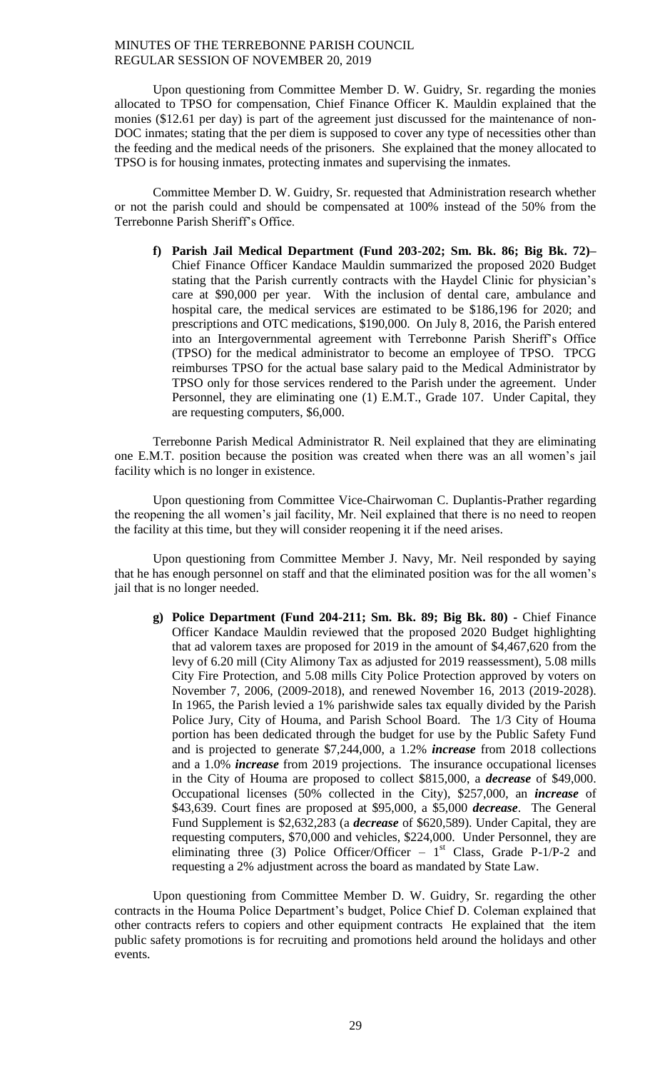Upon questioning from Committee Member D. W. Guidry, Sr. regarding the monies allocated to TPSO for compensation, Chief Finance Officer K. Mauldin explained that the monies ($12.61 per day) is part of the agreement just discussed for the maintenance of non-DOC inmates; stating that the per diem is supposed to cover any type of necessities other than the feeding and the medical needs of the prisoners. She explained that the money allocated to TPSO is for housing inmates, protecting inmates and supervising the inmates.

Committee Member D. W. Guidry, Sr. requested that Administration research whether or not the parish could and should be compensated at 100% instead of the 50% from the Terrebonne Parish Sheriff's Office.

**f) Parish Jail Medical Department (Fund 203-202; Sm. Bk. 86; Big Bk. 72)–** Chief Finance Officer Kandace Mauldin summarized the proposed 2020 Budget stating that the Parish currently contracts with the Haydel Clinic for physician's care at $90,000 per year. With the inclusion of dental care, ambulance and hospital care, the medical services are estimated to be $186,196 for 2020; and prescriptions and OTC medications, $190,000. On July 8, 2016, the Parish entered into an Intergovernmental agreement with Terrebonne Parish Sheriff's Office (TPSO) for the medical administrator to become an employee of TPSO. TPCG reimburses TPSO for the actual base salary paid to the Medical Administrator by TPSO only for those services rendered to the Parish under the agreement. Under Personnel, they are eliminating one (1) E.M.T., Grade 107. Under Capital, they are requesting computers, $6,000.

Terrebonne Parish Medical Administrator R. Neil explained that they are eliminating one E.M.T. position because the position was created when there was an all women's jail facility which is no longer in existence.

Upon questioning from Committee Vice-Chairwoman C. Duplantis-Prather regarding the reopening the all women's jail facility, Mr. Neil explained that there is no need to reopen the facility at this time, but they will consider reopening it if the need arises.

Upon questioning from Committee Member J. Navy, Mr. Neil responded by saying that he has enough personnel on staff and that the eliminated position was for the all women's jail that is no longer needed.

**g) Police Department (Fund 204-211; Sm. Bk. 89; Big Bk. 80) -** Chief Finance Officer Kandace Mauldin reviewed that the proposed 2020 Budget highlighting that ad valorem taxes are proposed for 2019 in the amount of $4,467,620 from the levy of 6.20 mill (City Alimony Tax as adjusted for 2019 reassessment), 5.08 mills City Fire Protection, and 5.08 mills City Police Protection approved by voters on November 7, 2006, (2009-2018), and renewed November 16, 2013 (2019-2028). In 1965, the Parish levied a 1% parishwide sales tax equally divided by the Parish Police Jury, City of Houma, and Parish School Board. The 1/3 City of Houma portion has been dedicated through the budget for use by the Public Safety Fund and is projected to generate $7,244,000, a 1.2% ***increase*** from 2018 collections and a 1.0% ***increase*** from 2019 projections. The insurance occupational licenses in the City of Houma are proposed to collect $815,000, a ***decrease*** of $49,000. Occupational licenses (50% collected in the City), $257,000, an ***increase*** of $43,639. Court fines are proposed at $95,000, a $5,000 ***decrease***. The General Fund Supplement is $2,632,283 (a ***decrease*** of $620,589). Under Capital, they are requesting computers, $70,000 and vehicles, $224,000. Under Personnel, they are eliminating three (3) Police Officer/Officer – 1st Class, Grade P-1/P-2 and requesting a 2% adjustment across the board as mandated by State Law.

Upon questioning from Committee Member D. W. Guidry, Sr. regarding the other contracts in the Houma Police Department's budget, Police Chief D. Coleman explained that other contracts refers to copiers and other equipment contracts He explained that the item public safety promotions is for recruiting and promotions held around the holidays and other events.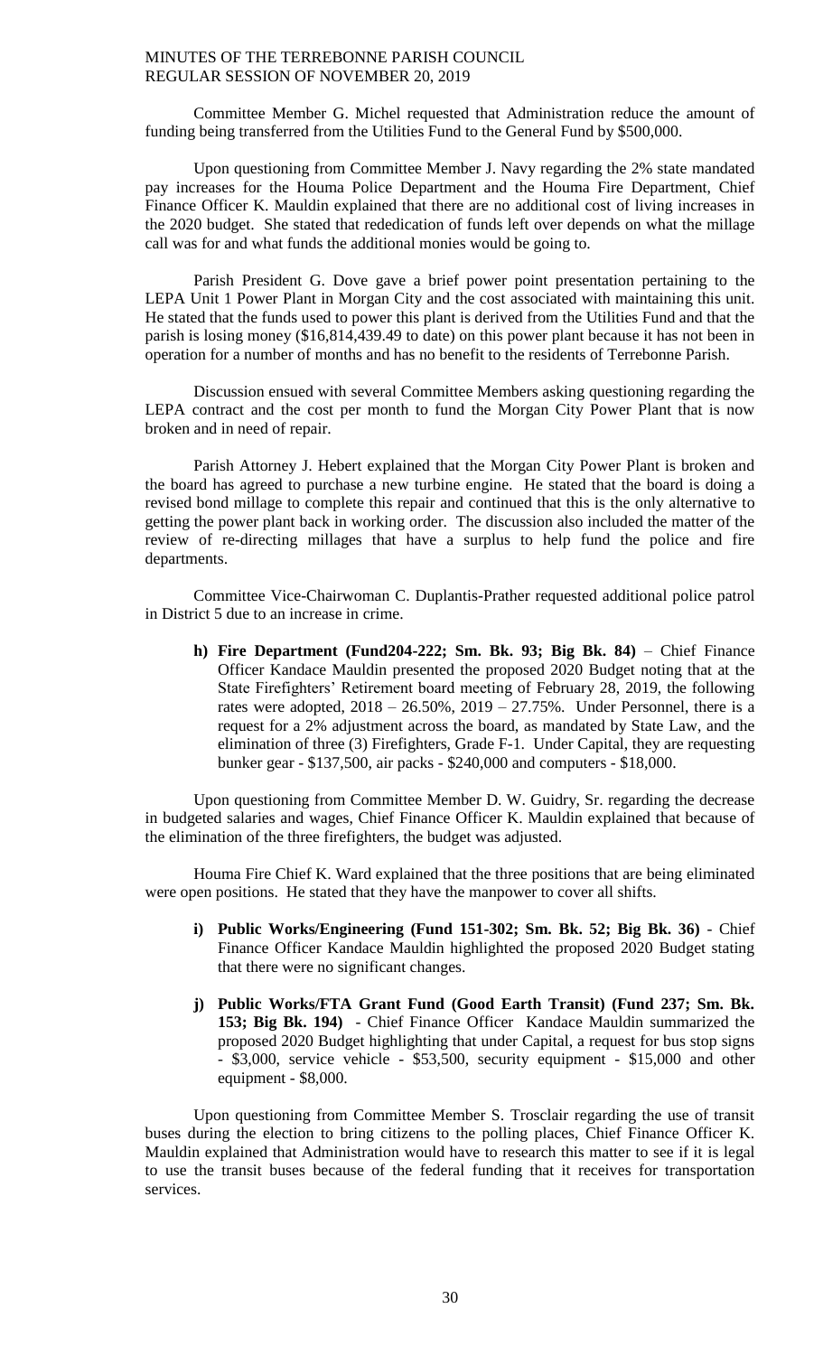Committee Member G. Michel requested that Administration reduce the amount of funding being transferred from the Utilities Fund to the General Fund by $500,000.

Upon questioning from Committee Member J. Navy regarding the 2% state mandated pay increases for the Houma Police Department and the Houma Fire Department, Chief Finance Officer K. Mauldin explained that there are no additional cost of living increases in the 2020 budget. She stated that rededication of funds left over depends on what the millage call was for and what funds the additional monies would be going to.

Parish President G. Dove gave a brief power point presentation pertaining to the LEPA Unit 1 Power Plant in Morgan City and the cost associated with maintaining this unit. He stated that the funds used to power this plant is derived from the Utilities Fund and that the parish is losing money ($16,814,439.49 to date) on this power plant because it has not been in operation for a number of months and has no benefit to the residents of Terrebonne Parish.

Discussion ensued with several Committee Members asking questioning regarding the LEPA contract and the cost per month to fund the Morgan City Power Plant that is now broken and in need of repair.

Parish Attorney J. Hebert explained that the Morgan City Power Plant is broken and the board has agreed to purchase a new turbine engine. He stated that the board is doing a revised bond millage to complete this repair and continued that this is the only alternative to getting the power plant back in working order. The discussion also included the matter of the review of re-directing millages that have a surplus to help fund the police and fire departments.

Committee Vice-Chairwoman C. Duplantis-Prather requested additional police patrol in District 5 due to an increase in crime.

**h) Fire Department (Fund204-222; Sm. Bk. 93; Big Bk. 84)** – Chief Finance Officer Kandace Mauldin presented the proposed 2020 Budget noting that at the State Firefighters' Retirement board meeting of February 28, 2019, the following rates were adopted, 2018 – 26.50%, 2019 – 27.75%. Under Personnel, there is a request for a 2% adjustment across the board, as mandated by State Law, and the elimination of three (3) Firefighters, Grade F-1. Under Capital, they are requesting bunker gear - $137,500, air packs - $240,000 and computers - $18,000.

Upon questioning from Committee Member D. W. Guidry, Sr. regarding the decrease in budgeted salaries and wages, Chief Finance Officer K. Mauldin explained that because of the elimination of the three firefighters, the budget was adjusted.

Houma Fire Chief K. Ward explained that the three positions that are being eliminated were open positions. He stated that they have the manpower to cover all shifts.

**i) Public Works/Engineering (Fund 151-302; Sm. Bk. 52; Big Bk. 36)** - Chief Finance Officer Kandace Mauldin highlighted the proposed 2020 Budget stating that there were no significant changes.

**j) Public Works/FTA Grant Fund (Good Earth Transit) (Fund 237; Sm. Bk. 153; Big Bk. 194)** - Chief Finance Officer Kandace Mauldin summarized the proposed 2020 Budget highlighting that under Capital, a request for bus stop signs - $3,000, service vehicle - $53,500, security equipment - $15,000 and other equipment - $8,000.

Upon questioning from Committee Member S. Trosclair regarding the use of transit buses during the election to bring citizens to the polling places, Chief Finance Officer K. Mauldin explained that Administration would have to research this matter to see if it is legal to use the transit buses because of the federal funding that it receives for transportation services.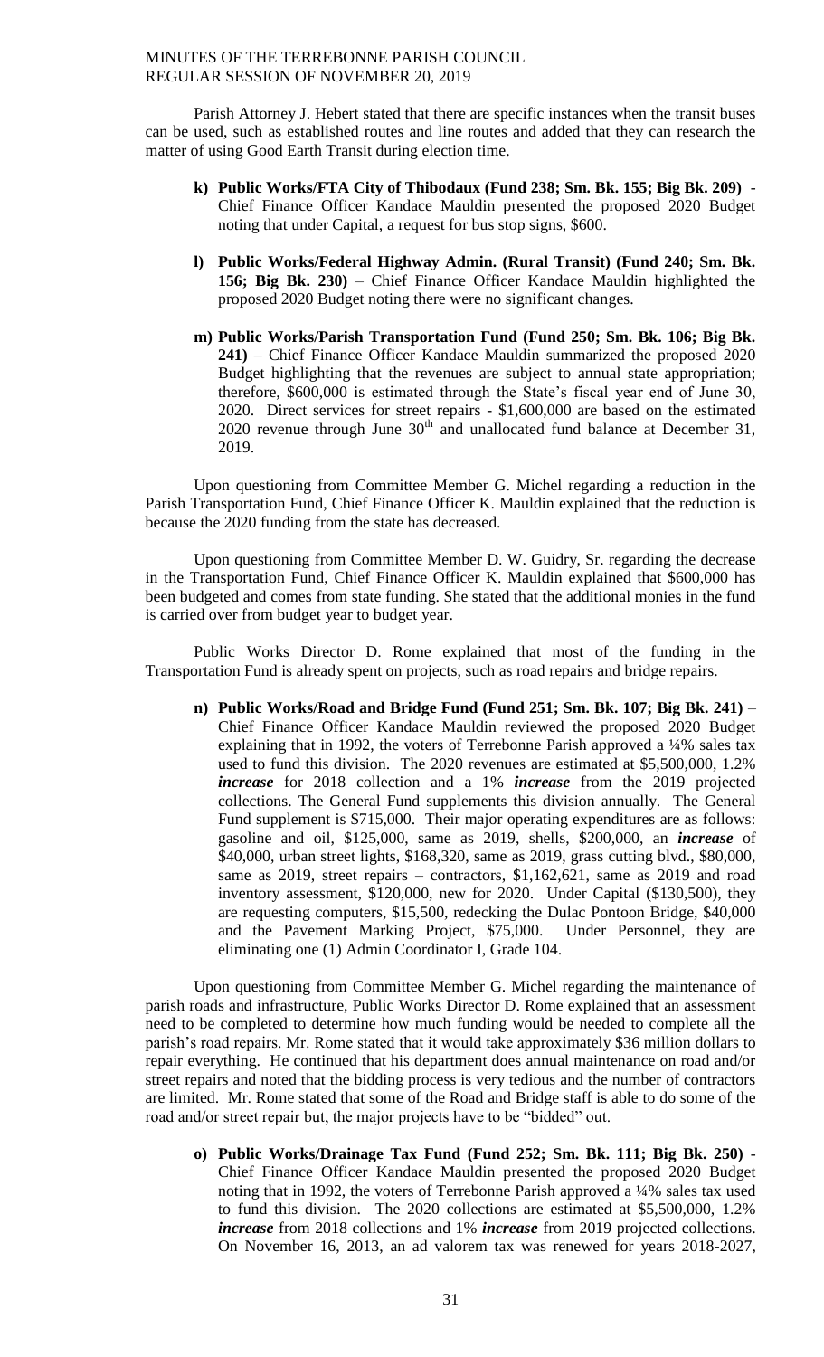Parish Attorney J. Hebert stated that there are specific instances when the transit buses can be used, such as established routes and line routes and added that they can research the matter of using Good Earth Transit during election time.

- **k) Public Works/FTA City of Thibodaux (Fund 238; Sm. Bk. 155; Big Bk. 209)** - Chief Finance Officer Kandace Mauldin presented the proposed 2020 Budget noting that under Capital, a request for bus stop signs, $600.

- **l) Public Works/Federal Highway Admin. (Rural Transit) (Fund 240; Sm. Bk. 156; Big Bk. 230)** – Chief Finance Officer Kandace Mauldin highlighted the proposed 2020 Budget noting there were no significant changes.

- **m) Public Works/Parish Transportation Fund (Fund 250; Sm. Bk. 106; Big Bk. 241)** – Chief Finance Officer Kandace Mauldin summarized the proposed 2020 Budget highlighting that the revenues are subject to annual state appropriation; therefore, $600,000 is estimated through the State's fiscal year end of June 30, 2020. Direct services for street repairs - $1,600,000 are based on the estimated 2020 revenue through June 30th and unallocated fund balance at December 31, 2019.

Upon questioning from Committee Member G. Michel regarding a reduction in the Parish Transportation Fund, Chief Finance Officer K. Mauldin explained that the reduction is because the 2020 funding from the state has decreased.

Upon questioning from Committee Member D. W. Guidry, Sr. regarding the decrease in the Transportation Fund, Chief Finance Officer K. Mauldin explained that $600,000 has been budgeted and comes from state funding. She stated that the additional monies in the fund is carried over from budget year to budget year.

Public Works Director D. Rome explained that most of the funding in the Transportation Fund is already spent on projects, such as road repairs and bridge repairs.

- **n) Public Works/Road and Bridge Fund (Fund 251; Sm. Bk. 107; Big Bk. 241)** – Chief Finance Officer Kandace Mauldin reviewed the proposed 2020 Budget explaining that in 1992, the voters of Terrebonne Parish approved a ¼% sales tax used to fund this division. The 2020 revenues are estimated at $5,500,000, 1.2% ***increase*** for 2018 collection and a 1% ***increase*** from the 2019 projected collections. The General Fund supplements this division annually. The General Fund supplement is $715,000. Their major operating expenditures are as follows: gasoline and oil, $125,000, same as 2019, shells, $200,000, an ***increase*** of $40,000, urban street lights, $168,320, same as 2019, grass cutting blvd., $80,000, same as 2019, street repairs – contractors, $1,162,621, same as 2019 and road inventory assessment, $120,000, new for 2020. Under Capital ($130,500), they are requesting computers, $15,500, redecking the Dulac Pontoon Bridge, $40,000 and the Pavement Marking Project, $75,000. Under Personnel, they are eliminating one (1) Admin Coordinator I, Grade 104.

Upon questioning from Committee Member G. Michel regarding the maintenance of parish roads and infrastructure, Public Works Director D. Rome explained that an assessment need to be completed to determine how much funding would be needed to complete all the parish's road repairs. Mr. Rome stated that it would take approximately $36 million dollars to repair everything. He continued that his department does annual maintenance on road and/or street repairs and noted that the bidding process is very tedious and the number of contractors are limited. Mr. Rome stated that some of the Road and Bridge staff is able to do some of the road and/or street repair but, the major projects have to be "bidded" out.

- **o) Public Works/Drainage Tax Fund (Fund 252; Sm. Bk. 111; Big Bk. 250)** - Chief Finance Officer Kandace Mauldin presented the proposed 2020 Budget noting that in 1992, the voters of Terrebonne Parish approved a ¼% sales tax used to fund this division. The 2020 collections are estimated at $5,500,000, 1.2% ***increase*** from 2018 collections and 1% ***increase*** from 2019 projected collections. On November 16, 2013, an ad valorem tax was renewed for years 2018-2027,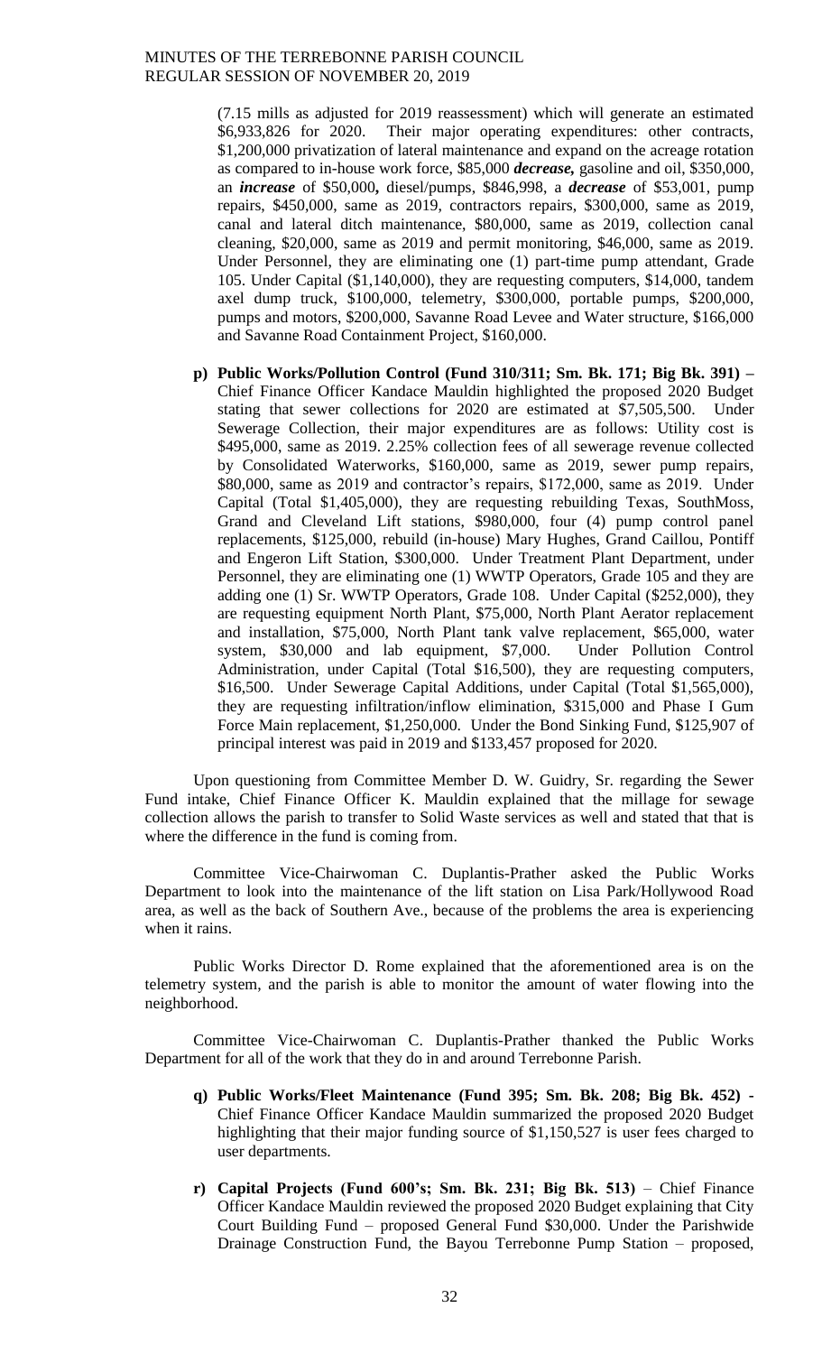(7.15 mills as adjusted for 2019 reassessment) which will generate an estimated $6,933,826 for 2020. Their major operating expenditures: other contracts, $1,200,000 privatization of lateral maintenance and expand on the acreage rotation as compared to in-house work force, $85,000 ***decrease,*** gasoline and oil, $350,000, an ***increase*** of $50,000**,** diesel/pumps, $846,998, a ***decrease*** of $53,001, pump repairs, $450,000, same as 2019, contractors repairs, $300,000, same as 2019, canal and lateral ditch maintenance, $80,000, same as 2019, collection canal cleaning, $20,000, same as 2019 and permit monitoring, $46,000, same as 2019. Under Personnel, they are eliminating one (1) part-time pump attendant, Grade 105. Under Capital ($1,140,000), they are requesting computers, $14,000, tandem axel dump truck, $100,000, telemetry, $300,000, portable pumps, $200,000, pumps and motors, $200,000, Savanne Road Levee and Water structure, $166,000 and Savanne Road Containment Project, $160,000.

**p) Public Works/Pollution Control (Fund 310/311; Sm. Bk. 171; Big Bk. 391) –** Chief Finance Officer Kandace Mauldin highlighted the proposed 2020 Budget stating that sewer collections for 2020 are estimated at $7,505,500. Under Sewerage Collection, their major expenditures are as follows: Utility cost is $495,000, same as 2019. 2.25% collection fees of all sewerage revenue collected by Consolidated Waterworks, $160,000, same as 2019, sewer pump repairs, $80,000, same as 2019 and contractor's repairs, $172,000, same as 2019. Under Capital (Total $1,405,000), they are requesting rebuilding Texas, SouthMoss, Grand and Cleveland Lift stations, $980,000, four (4) pump control panel replacements, $125,000, rebuild (in-house) Mary Hughes, Grand Caillou, Pontiff and Engeron Lift Station, $300,000. Under Treatment Plant Department, under Personnel, they are eliminating one (1) WWTP Operators, Grade 105 and they are adding one (1) Sr. WWTP Operators, Grade 108. Under Capital ($252,000), they are requesting equipment North Plant, $75,000, North Plant Aerator replacement and installation, $75,000, North Plant tank valve replacement, $65,000, water system, $30,000 and lab equipment, $7,000. Under Pollution Control Administration, under Capital (Total $16,500), they are requesting computers, $16,500. Under Sewerage Capital Additions, under Capital (Total $1,565,000), they are requesting infiltration/inflow elimination, $315,000 and Phase I Gum Force Main replacement, $1,250,000. Under the Bond Sinking Fund, $125,907 of principal interest was paid in 2019 and $133,457 proposed for 2020.

Upon questioning from Committee Member D. W. Guidry, Sr. regarding the Sewer Fund intake, Chief Finance Officer K. Mauldin explained that the millage for sewage collection allows the parish to transfer to Solid Waste services as well and stated that that is where the difference in the fund is coming from.

Committee Vice-Chairwoman C. Duplantis-Prather asked the Public Works Department to look into the maintenance of the lift station on Lisa Park/Hollywood Road area, as well as the back of Southern Ave., because of the problems the area is experiencing when it rains.

Public Works Director D. Rome explained that the aforementioned area is on the telemetry system, and the parish is able to monitor the amount of water flowing into the neighborhood.

Committee Vice-Chairwoman C. Duplantis-Prather thanked the Public Works Department for all of the work that they do in and around Terrebonne Parish.

**q) Public Works/Fleet Maintenance (Fund 395; Sm. Bk. 208; Big Bk. 452) -** Chief Finance Officer Kandace Mauldin summarized the proposed 2020 Budget highlighting that their major funding source of $1,150,527 is user fees charged to user departments.

**r) Capital Projects (Fund 600's; Sm. Bk. 231; Big Bk. 513)** – Chief Finance Officer Kandace Mauldin reviewed the proposed 2020 Budget explaining that City Court Building Fund – proposed General Fund $30,000. Under the Parishwide Drainage Construction Fund, the Bayou Terrebonne Pump Station – proposed,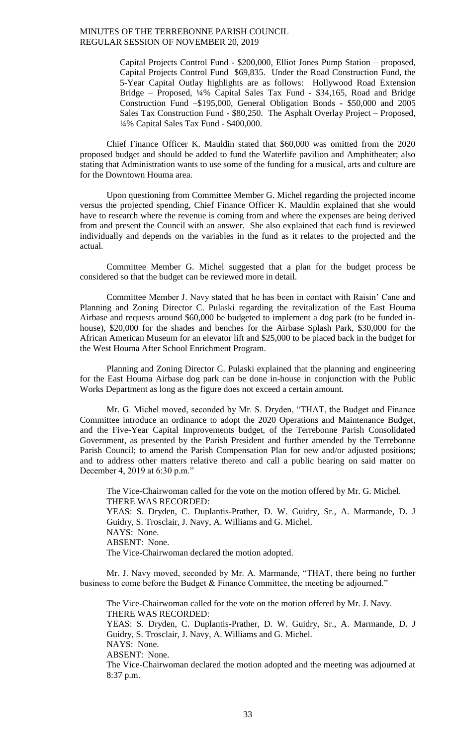Capital Projects Control Fund - $200,000, Elliot Jones Pump Station – proposed, Capital Projects Control Fund $69,835. Under the Road Construction Fund, the 5-Year Capital Outlay highlights are as follows: Hollywood Road Extension Bridge – Proposed, ¼% Capital Sales Tax Fund - $34,165, Road and Bridge Construction Fund –$195,000, General Obligation Bonds - $50,000 and 2005 Sales Tax Construction Fund - $80,250. The Asphalt Overlay Project – Proposed, ¼% Capital Sales Tax Fund - $400,000.

Chief Finance Officer K. Mauldin stated that $60,000 was omitted from the 2020 proposed budget and should be added to fund the Waterlife pavilion and Amphitheater; also stating that Administration wants to use some of the funding for a musical, arts and culture are for the Downtown Houma area.

Upon questioning from Committee Member G. Michel regarding the projected income versus the projected spending, Chief Finance Officer K. Mauldin explained that she would have to research where the revenue is coming from and where the expenses are being derived from and present the Council with an answer. She also explained that each fund is reviewed individually and depends on the variables in the fund as it relates to the projected and the actual.

Committee Member G. Michel suggested that a plan for the budget process be considered so that the budget can be reviewed more in detail.

Committee Member J. Navy stated that he has been in contact with Raisin' Cane and Planning and Zoning Director C. Pulaski regarding the revitalization of the East Houma Airbase and requests around $60,000 be budgeted to implement a dog park (to be funded in-house), $20,000 for the shades and benches for the Airbase Splash Park, $30,000 for the African American Museum for an elevator lift and $25,000 to be placed back in the budget for the West Houma After School Enrichment Program.

Planning and Zoning Director C. Pulaski explained that the planning and engineering for the East Houma Airbase dog park can be done in-house in conjunction with the Public Works Department as long as the figure does not exceed a certain amount.

Mr. G. Michel moved, seconded by Mr. S. Dryden, "THAT, the Budget and Finance Committee introduce an ordinance to adopt the 2020 Operations and Maintenance Budget, and the Five-Year Capital Improvements budget, of the Terrebonne Parish Consolidated Government, as presented by the Parish President and further amended by the Terrebonne Parish Council; to amend the Parish Compensation Plan for new and/or adjusted positions; and to address other matters relative thereto and call a public hearing on said matter on December 4, 2019 at 6:30 p.m."

> The Vice-Chairwoman called for the vote on the motion offered by Mr. G. Michel.
> THERE WAS RECORDED:
> YEAS: S. Dryden, C. Duplantis-Prather, D. W. Guidry, Sr., A. Marmande, D. J Guidry, S. Trosclair, J. Navy, A. Williams and G. Michel.
> NAYS: None.
> ABSENT: None.
> The Vice-Chairwoman declared the motion adopted.

Mr. J. Navy moved, seconded by Mr. A. Marmande, "THAT, there being no further business to come before the Budget & Finance Committee, the meeting be adjourned."

> The Vice-Chairwoman called for the vote on the motion offered by Mr. J. Navy.
> THERE WAS RECORDED:
> YEAS: S. Dryden, C. Duplantis-Prather, D. W. Guidry, Sr., A. Marmande, D. J Guidry, S. Trosclair, J. Navy, A. Williams and G. Michel.
> NAYS: None.
> ABSENT: None.
> The Vice-Chairwoman declared the motion adopted and the meeting was adjourned at 8:37 p.m.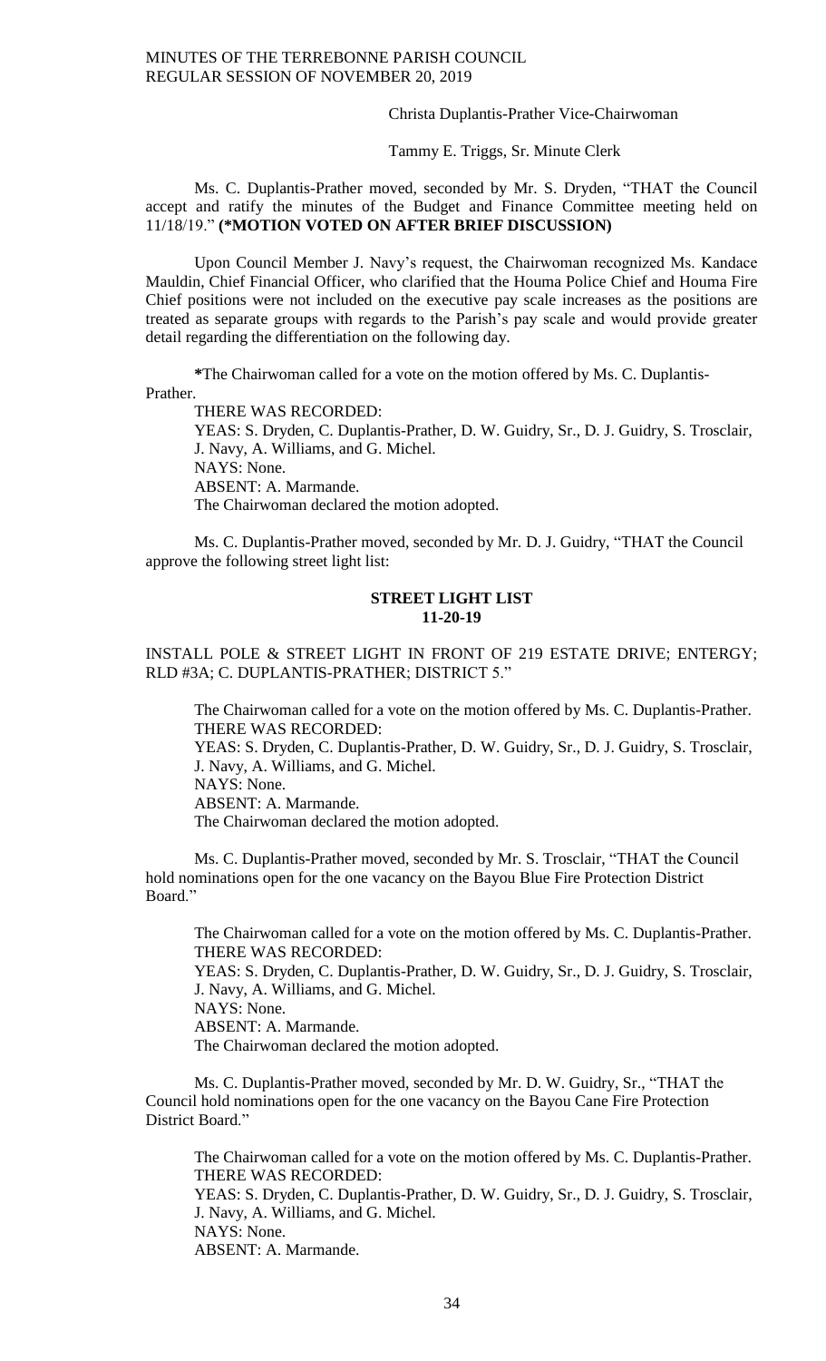Christa Duplantis-Prather Vice-Chairwoman

Tammy E. Triggs, Sr. Minute Clerk

Ms. C. Duplantis-Prather moved, seconded by Mr. S. Dryden, "THAT the Council accept and ratify the minutes of the Budget and Finance Committee meeting held on 11/18/19." **(*MOTION VOTED ON AFTER BRIEF DISCUSSION)**

Upon Council Member J. Navy's request, the Chairwoman recognized Ms. Kandace Mauldin, Chief Financial Officer, who clarified that the Houma Police Chief and Houma Fire Chief positions were not included on the executive pay scale increases as the positions are treated as separate groups with regards to the Parish's pay scale and would provide greater detail regarding the differentiation on the following day.

*The Chairwoman called for a vote on the motion offered by Ms. C. Duplantis-Prather.

THERE WAS RECORDED:
YEAS: S. Dryden, C. Duplantis-Prather, D. W. Guidry, Sr., D. J. Guidry, S. Trosclair, J. Navy, A. Williams, and G. Michel.
NAYS: None.
ABSENT: A. Marmande.
The Chairwoman declared the motion adopted.

Ms. C. Duplantis-Prather moved, seconded by Mr. D. J. Guidry, "THAT the Council approve the following street light list:

**STREET LIGHT LIST**
**11-20-19**

INSTALL POLE & STREET LIGHT IN FRONT OF 219 ESTATE DRIVE; ENTERGY; RLD #3A; C. DUPLANTIS-PRATHER; DISTRICT 5."

The Chairwoman called for a vote on the motion offered by Ms. C. Duplantis-Prather.
THERE WAS RECORDED:
YEAS: S. Dryden, C. Duplantis-Prather, D. W. Guidry, Sr., D. J. Guidry, S. Trosclair, J. Navy, A. Williams, and G. Michel.
NAYS: None.
ABSENT: A. Marmande.
The Chairwoman declared the motion adopted.

Ms. C. Duplantis-Prather moved, seconded by Mr. S. Trosclair, "THAT the Council hold nominations open for the one vacancy on the Bayou Blue Fire Protection District Board."

The Chairwoman called for a vote on the motion offered by Ms. C. Duplantis-Prather.
THERE WAS RECORDED:
YEAS: S. Dryden, C. Duplantis-Prather, D. W. Guidry, Sr., D. J. Guidry, S. Trosclair, J. Navy, A. Williams, and G. Michel.
NAYS: None.
ABSENT: A. Marmande.
The Chairwoman declared the motion adopted.

Ms. C. Duplantis-Prather moved, seconded by Mr. D. W. Guidry, Sr., "THAT the Council hold nominations open for the one vacancy on the Bayou Cane Fire Protection District Board."

The Chairwoman called for a vote on the motion offered by Ms. C. Duplantis-Prather.
THERE WAS RECORDED:
YEAS: S. Dryden, C. Duplantis-Prather, D. W. Guidry, Sr., D. J. Guidry, S. Trosclair, J. Navy, A. Williams, and G. Michel.
NAYS: None.
ABSENT: A. Marmande.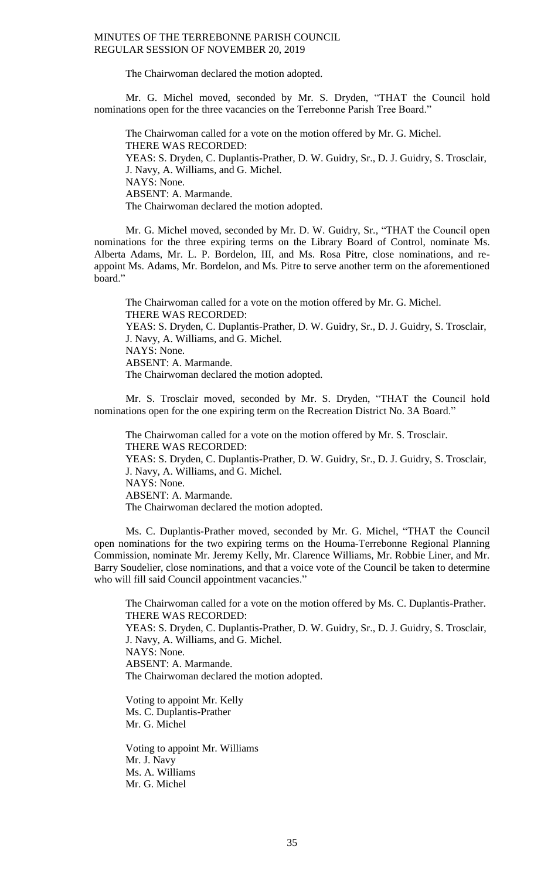The Chairwoman declared the motion adopted.

Mr. G. Michel moved, seconded by Mr. S. Dryden, "THAT the Council hold nominations open for the three vacancies on the Terrebonne Parish Tree Board."

The Chairwoman called for a vote on the motion offered by Mr. G. Michel.
THERE WAS RECORDED:
YEAS: S. Dryden, C. Duplantis-Prather, D. W. Guidry, Sr., D. J. Guidry, S. Trosclair, J. Navy, A. Williams, and G. Michel.
NAYS: None.
ABSENT: A. Marmande.
The Chairwoman declared the motion adopted.

Mr. G. Michel moved, seconded by Mr. D. W. Guidry, Sr., "THAT the Council open nominations for the three expiring terms on the Library Board of Control, nominate Ms. Alberta Adams, Mr. L. P. Bordelon, III, and Ms. Rosa Pitre, close nominations, and re-appoint Ms. Adams, Mr. Bordelon, and Ms. Pitre to serve another term on the aforementioned board."

The Chairwoman called for a vote on the motion offered by Mr. G. Michel.
THERE WAS RECORDED:
YEAS: S. Dryden, C. Duplantis-Prather, D. W. Guidry, Sr., D. J. Guidry, S. Trosclair, J. Navy, A. Williams, and G. Michel.
NAYS: None.
ABSENT: A. Marmande.
The Chairwoman declared the motion adopted.

Mr. S. Trosclair moved, seconded by Mr. S. Dryden, "THAT the Council hold nominations open for the one expiring term on the Recreation District No. 3A Board."

The Chairwoman called for a vote on the motion offered by Mr. S. Trosclair.
THERE WAS RECORDED:
YEAS: S. Dryden, C. Duplantis-Prather, D. W. Guidry, Sr., D. J. Guidry, S. Trosclair, J. Navy, A. Williams, and G. Michel.
NAYS: None.
ABSENT: A. Marmande.
The Chairwoman declared the motion adopted.

Ms. C. Duplantis-Prather moved, seconded by Mr. G. Michel, "THAT the Council open nominations for the two expiring terms on the Houma-Terrebonne Regional Planning Commission, nominate Mr. Jeremy Kelly, Mr. Clarence Williams, Mr. Robbie Liner, and Mr. Barry Soudelier, close nominations, and that a voice vote of the Council be taken to determine who will fill said Council appointment vacancies."

The Chairwoman called for a vote on the motion offered by Ms. C. Duplantis-Prather.
THERE WAS RECORDED:
YEAS: S. Dryden, C. Duplantis-Prather, D. W. Guidry, Sr., D. J. Guidry, S. Trosclair, J. Navy, A. Williams, and G. Michel.
NAYS: None.
ABSENT: A. Marmande.
The Chairwoman declared the motion adopted.

Voting to appoint Mr. Kelly
Ms. C. Duplantis-Prather
Mr. G. Michel

Voting to appoint Mr. Williams
Mr. J. Navy
Ms. A. Williams
Mr. G. Michel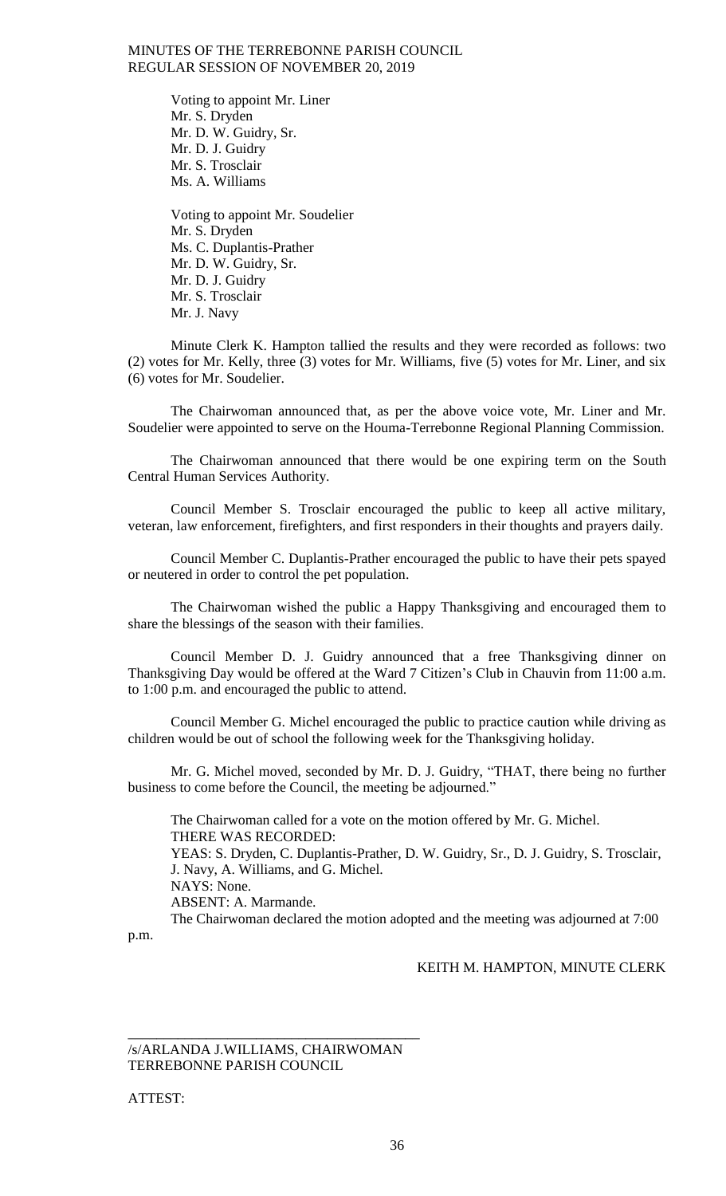Voting to appoint Mr. Liner
Mr. S. Dryden
Mr. D. W. Guidry, Sr.
Mr. D. J. Guidry
Mr. S. Trosclair
Ms. A. Williams

Voting to appoint Mr. Soudelier
Mr. S. Dryden
Ms. C. Duplantis-Prather
Mr. D. W. Guidry, Sr.
Mr. D. J. Guidry
Mr. S. Trosclair
Mr. J. Navy

Minute Clerk K. Hampton tallied the results and they were recorded as follows: two (2) votes for Mr. Kelly, three (3) votes for Mr. Williams, five (5) votes for Mr. Liner, and six (6) votes for Mr. Soudelier.

The Chairwoman announced that, as per the above voice vote, Mr. Liner and Mr. Soudelier were appointed to serve on the Houma-Terrebonne Regional Planning Commission.

The Chairwoman announced that there would be one expiring term on the South Central Human Services Authority.

Council Member S. Trosclair encouraged the public to keep all active military, veteran, law enforcement, firefighters, and first responders in their thoughts and prayers daily.

Council Member C. Duplantis-Prather encouraged the public to have their pets spayed or neutered in order to control the pet population.

The Chairwoman wished the public a Happy Thanksgiving and encouraged them to share the blessings of the season with their families.

Council Member D. J. Guidry announced that a free Thanksgiving dinner on Thanksgiving Day would be offered at the Ward 7 Citizen's Club in Chauvin from 11:00 a.m. to 1:00 p.m. and encouraged the public to attend.

Council Member G. Michel encouraged the public to practice caution while driving as children would be out of school the following week for the Thanksgiving holiday.

Mr. G. Michel moved, seconded by Mr. D. J. Guidry, "THAT, there being no further business to come before the Council, the meeting be adjourned."

The Chairwoman called for a vote on the motion offered by Mr. G. Michel.
THERE WAS RECORDED:
YEAS: S. Dryden, C. Duplantis-Prather, D. W. Guidry, Sr., D. J. Guidry, S. Trosclair, J. Navy, A. Williams, and G. Michel.
NAYS: None.
ABSENT: A. Marmande.
The Chairwoman declared the motion adopted and the meeting was adjourned at 7:00 p.m.

KEITH M. HAMPTON, MINUTE CLERK

\_\_\_\_\_\_\_\_\_\_\_\_\_\_\_\_\_\_\_\_\_\_\_\_\_\_\_\_\_\_\_\_\_\_\_\_\_\_\_\_
/s/ARLANDA J.WILLIAMS, CHAIRWOMAN
TERREBONNE PARISH COUNCIL

ATTEST: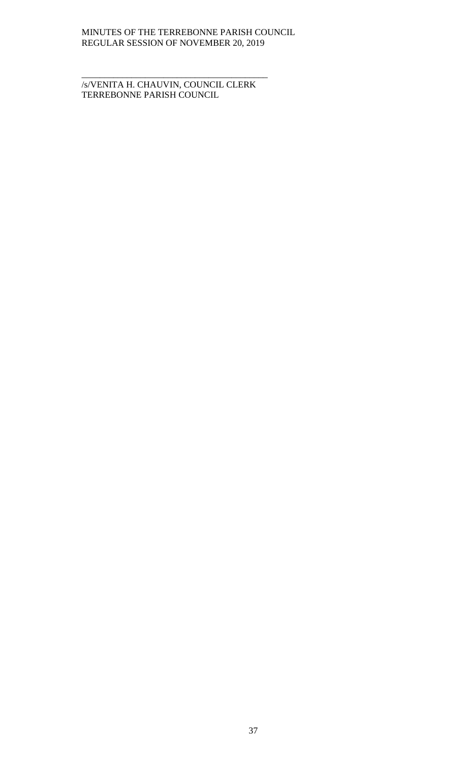\_\_\_\_\_\_\_\_\_\_\_\_\_\_\_\_\_\_\_\_\_\_\_\_\_\_\_\_\_\_\_\_\_\_\_\_\_\_\_\_\_\_

/s/VENITA H. CHAUVIN, COUNCIL CLERK
TERREBONNE PARISH COUNCIL